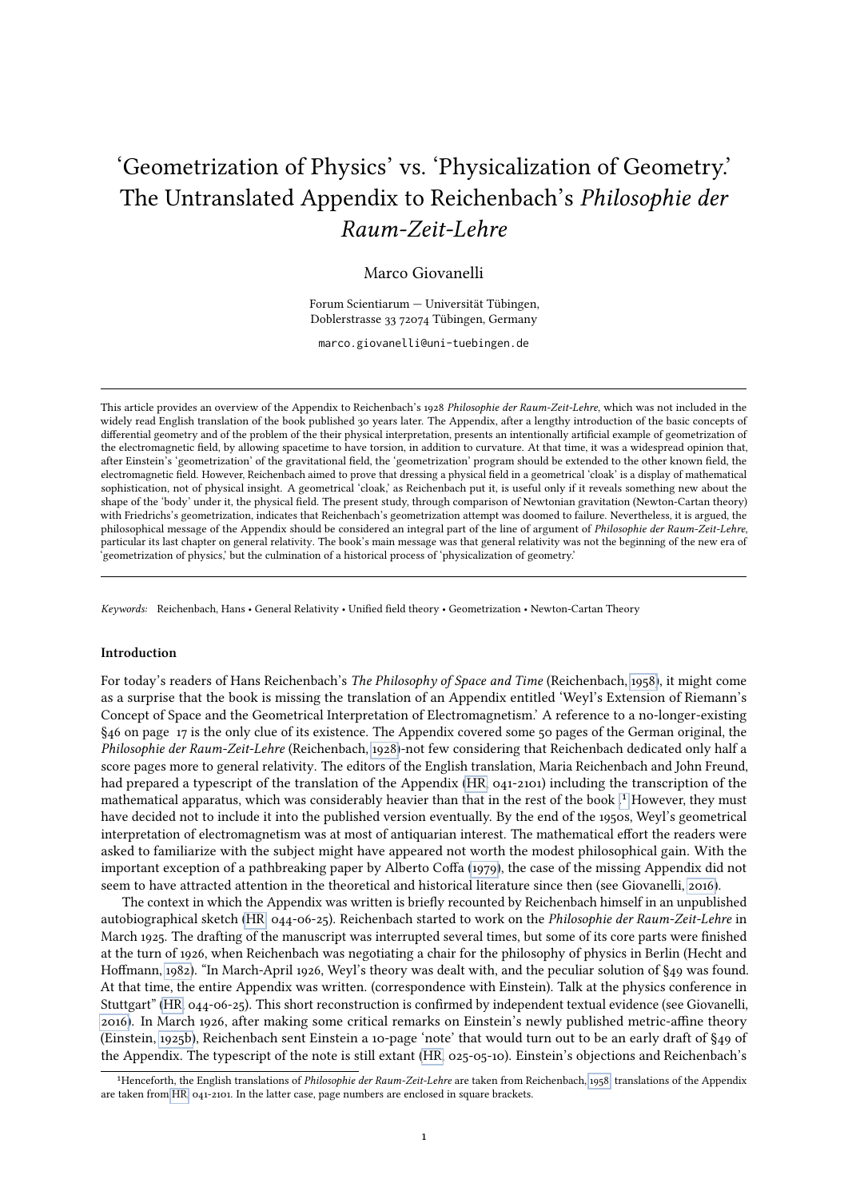# 'Geometrization of Physics' vs. 'Physicalization of Geometry.' The Untranslated Appendix to Reichenbach's *Philosophie der Raum-Zeit-Lehre*

Marco Giovanelli

Forum Scientiarum — Universität Tübingen,
Doblerstrasse 33 72074 Tübingen, Germany

marco.giovanelli@uni-tuebingen.de

---

This article provides an overview of the Appendix to Reichenbach's 1928 *Philosophie der Raum-Zeit-Lehre*, which was not included in the widely read English translation of the book published 30 years later. The Appendix, after a lengthy introduction of the basic concepts of differential geometry and of the problem of the their physical interpretation, presents an intentionally artificial example of geometrization of the electromagnetic field, by allowing spacetime to have torsion, in addition to curvature. At that time, it was a widespread opinion that, after Einstein's 'geometrization' of the gravitational field, the 'geometrization' program should be extended to the other known field, the electromagnetic field. However, Reichenbach aimed to prove that dressing a physical field in a geometrical 'cloak' is a display of mathematical sophistication, not of physical insight. A geometrical 'cloak,' as Reichenbach put it, is useful only if it reveals something new about the shape of the 'body' under it, the physical field. The present study, through comparison of Newtonian gravitation (Newton-Cartan theory) with Friedrichs's geometrization, indicates that Reichenbach's geometrization attempt was doomed to failure. Nevertheless, it is argued, the philosophical message of the Appendix should be considered an integral part of the line of argument of *Philosophie der Raum-Zeit-Lehre*, particular its last chapter on general relativity. The book's main message was that general relativity was not the beginning of the new era of 'geometrization of physics,' but the culmination of a historical process of 'physicalization of geometry.'

---

*Keywords:* Reichenbach, Hans • General Relativity • Unified field theory • Geometrization • Newton-Cartan Theory

## Introduction

For today's readers of Hans Reichenbach's *The Philosophy of Space and Time* (Reichenbach, 1958), it might come as a surprise that the book is missing the translation of an Appendix entitled 'Weyl's Extension of Riemann's Concept of Space and the Geometrical Interpretation of Electromagnetism.' A reference to a no-longer-existing §46 on page 17 is the only clue of its existence. The Appendix covered some 50 pages of the German original, the *Philosophie der Raum-Zeit-Lehre* (Reichenbach, 1928)-not few considering that Reichenbach dedicated only half a score pages more to general relativity. The editors of the English translation, Maria Reichenbach and John Freund, had prepared a typescript of the translation of the Appendix (HR, 041-2101) including the transcription of the mathematical apparatus, which was considerably heavier than that in the rest of the book.[1] However, they must have decided not to include it into the published version eventually. By the end of the 1950s, Weyl's geometrical interpretation of electromagnetism was at most of antiquarian interest. The mathematical effort the readers were asked to familiarize with the subject might have appeared not worth the modest philosophical gain. With the important exception of a pathbreaking paper by Alberto Coffa (1979), the case of the missing Appendix did not seem to have attracted attention in the theoretical and historical literature since then (see Giovanelli, 2016).

The context in which the Appendix was written is briefly recounted by Reichenbach himself in an unpublished autobiographical sketch (HR, 044-06-25). Reichenbach started to work on the *Philosophie der Raum-Zeit-Lehre* in March 1925. The drafting of the manuscript was interrupted several times, but some of its core parts were finished at the turn of 1926, when Reichenbach was negotiating a chair for the philosophy of physics in Berlin (Hecht and Hoffmann, 1982). "In March-April 1926, Weyl's theory was dealt with, and the peculiar solution of §49 was found. At that time, the entire Appendix was written. (correspondence with Einstein). Talk at the physics conference in Stuttgart" (HR, 044-06-25). This short reconstruction is confirmed by independent textual evidence (see Giovanelli, 2016). In March 1926, after making some critical remarks on Einstein's newly published metric-affine theory (Einstein, 1925b), Reichenbach sent Einstein a 10-page 'note' that would turn out to be an early draft of §49 of the Appendix. The typescript of the note is still extant (HR, 025-05-10). Einstein's objections and Reichenbach's

[1] Henceforth, the English translations of *Philosophie der Raum-Zeit-Lehre* are taken from Reichenbach, 1958 translations of the Appendix are taken from HR, 041-2101. In the latter case, page numbers are enclosed in square brackets.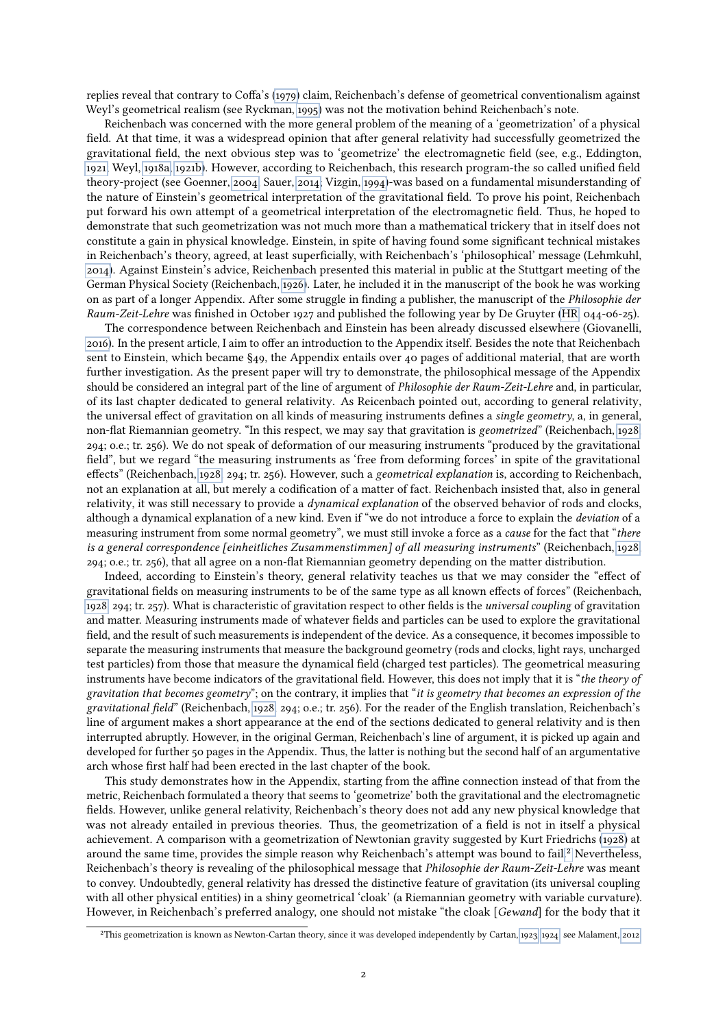replies reveal that contrary to Coffa's (1979) claim, Reichenbach's defense of geometrical conventionalism against Weyl's geometrical realism (see Ryckman, 1995) was not the motivation behind Reichenbach's note.

Reichenbach was concerned with the more general problem of the meaning of a 'geometrization' of a physical field. At that time, it was a widespread opinion that after general relativity had successfully geometrized the gravitational field, the next obvious step was to 'geometrize' the electromagnetic field (see, e.g., Eddington, 1921; Weyl, 1918a, 1921b). However, according to Reichenbach, this research program-the so called unified field theory-project (see Goenner, 2004; Sauer, 2014; Vizgin, 1994)-was based on a fundamental misunderstanding of the nature of Einstein's geometrical interpretation of the gravitational field. To prove his point, Reichenbach put forward his own attempt of a geometrical interpretation of the electromagnetic field. Thus, he hoped to demonstrate that such geometrization was not much more than a mathematical trickery that in itself does not constitute a gain in physical knowledge. Einstein, in spite of having found some significant technical mistakes in Reichenbach's theory, agreed, at least superficially, with Reichenbach's 'philosophical' message (Lehmkuhl, 2014). Against Einstein's advice, Reichenbach presented this material in public at the Stuttgart meeting of the German Physical Society (Reichenbach, 1926). Later, he included it in the manuscript of the book he was working on as part of a longer Appendix. After some struggle in finding a publisher, the manuscript of the *Philosophie der Raum-Zeit-Lehre* was finished in October 1927 and published the following year by De Gruyter (HR, 044-06-25).

The correspondence between Reichenbach and Einstein has been already discussed elsewhere (Giovanelli, 2016). In the present article, I aim to offer an introduction to the Appendix itself. Besides the note that Reichenbach sent to Einstein, which became §49, the Appendix entails over 40 pages of additional material, that are worth further investigation. As the present paper will try to demonstrate, the philosophical message of the Appendix should be considered an integral part of the line of argument of *Philosophie der Raum-Zeit-Lehre* and, in particular, of its last chapter dedicated to general relativity. As Reicenbach pointed out, according to general relativity, the universal effect of gravitation on all kinds of measuring instruments defines a *single geometry*, a, in general, non-flat Riemannian geometry. "In this respect, we may say that gravitation is *geometrized*" (Reichenbach, 1928, 294; o.e.; tr. 256). We do not speak of deformation of our measuring instruments "produced by the gravitational field", but we regard "the measuring instruments as 'free from deforming forces' in spite of the gravitational effects" (Reichenbach, 1928, 294; tr. 256). However, such a *geometrical explanation* is, according to Reichenbach, not an explanation at all, but merely a codification of a matter of fact. Reichenbach insisted that, also in general relativity, it was still necessary to provide a *dynamical explanation* of the observed behavior of rods and clocks, although a dynamical explanation of a new kind. Even if "we do not introduce a force to explain the *deviation* of a measuring instrument from some normal geometry", we must still invoke a force as a *cause* for the fact that "*there is a general correspondence [einheitliches Zusammenstimmen] of all measuring instruments*" (Reichenbach, 1928, 294; o.e.; tr. 256), that all agree on a non-flat Riemannian geometry depending on the matter distribution.

Indeed, according to Einstein's theory, general relativity teaches us that we may consider the "effect of gravitational fields on measuring instruments to be of the same type as all known effects of forces" (Reichenbach, 1928, 294; tr. 257). What is characteristic of gravitation respect to other fields is the *universal coupling* of gravitation and matter. Measuring instruments made of whatever fields and particles can be used to explore the gravitational field, and the result of such measurements is independent of the device. As a consequence, it becomes impossible to separate the measuring instruments that measure the background geometry (rods and clocks, light rays, uncharged test particles) from those that measure the dynamical field (charged test particles). The geometrical measuring instruments have become indicators of the gravitational field. However, this does not imply that it is "*the theory of gravitation that becomes geometry*"; on the contrary, it implies that "*it is geometry that becomes an expression of the gravitational field*" (Reichenbach, 1928, 294; o.e.; tr. 256). For the reader of the English translation, Reichenbach's line of argument makes a short appearance at the end of the sections dedicated to general relativity and is then interrupted abruptly. However, in the original German, Reichenbach's line of argument, it is picked up again and developed for further 50 pages in the Appendix. Thus, the latter is nothing but the second half of an argumentative arch whose first half had been erected in the last chapter of the book.

This study demonstrates how in the Appendix, starting from the affine connection instead of that from the metric, Reichenbach formulated a theory that seems to 'geometrize' both the gravitational and the electromagnetic fields. However, unlike general relativity, Reichenbach's theory does not add any new physical knowledge that was not already entailed in previous theories. Thus, the geometrization of a field is not in itself a physical achievement. A comparison with a geometrization of Newtonian gravity suggested by Kurt Friedrichs (1928) at around the same time, provides the simple reason why Reichenbach's attempt was bound to fail.[2] Nevertheless, Reichenbach's theory is revealing of the philosophical message that *Philosophie der Raum-Zeit-Lehre* was meant to convey. Undoubtedly, general relativity has dressed the distinctive feature of gravitation (its universal coupling with all other physical entities) in a shiny geometrical 'cloak' (a Riemannian geometry with variable curvature). However, in Reichenbach's preferred analogy, one should not mistake "the cloak [*Gewand*] for the body that it

[2] This geometrization is known as Newton-Cartan theory, since it was developed independently by Cartan, 1923, 1924; see Malament, 2012.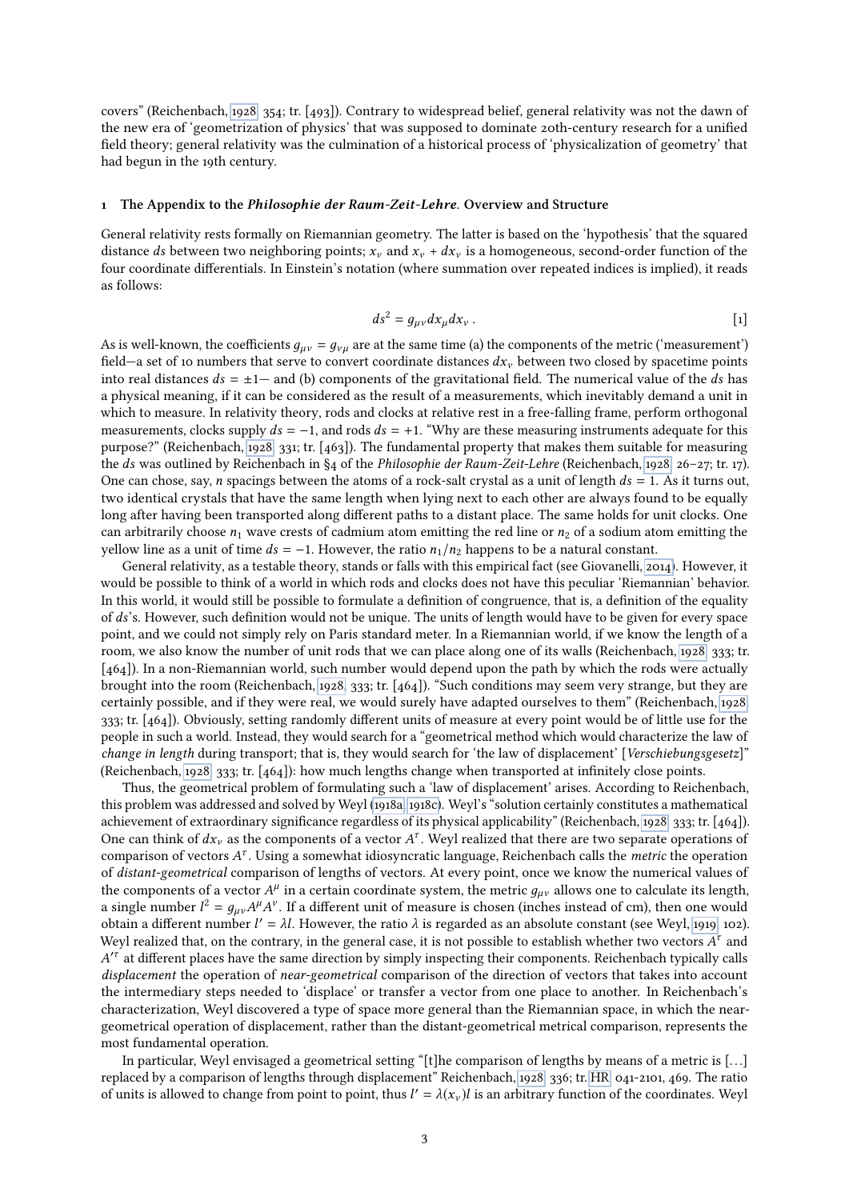covers" (Reichenbach, 1928, 354; tr. [493]). Contrary to widespread belief, general relativity was not the dawn of the new era of 'geometrization of physics' that was supposed to dominate 20th-century research for a unified field theory; general relativity was the culmination of a historical process of 'physicalization of geometry' that had begun in the 19th century.

## 1 The Appendix to the *Philosophie der Raum-Zeit-Lehre*. Overview and Structure

General relativity rests formally on Riemannian geometry. The latter is based on the 'hypothesis' that the squared distance $ds$ between two neighboring points; $x_\nu$ and $x_\nu + dx_\nu$ is a homogeneous, second-order function of the four coordinate differentials. In Einstein's notation (where summation over repeated indices is implied), it reads as follows:

$$ds^2 = g_{\mu\nu} dx_\mu dx_\nu \, . \qquad [1]$$

As is well-known, the coefficients $g_{\mu\nu} = g_{\nu\mu}$ are at the same time (a) the components of the metric ('measurement') field—a set of 10 numbers that serve to convert coordinate distances $dx_\nu$ between two closed by spacetime points into real distances $ds = \pm 1$— and (b) components of the gravitational field. The numerical value of the $ds$ has a physical meaning, if it can be considered as the result of a measurements, which inevitably demand a unit in which to measure. In relativity theory, rods and clocks at relative rest in a free-falling frame, perform orthogonal measurements, clocks supply $ds = -1$, and rods $ds = +1$. "Why are these measuring instruments adequate for this purpose?" (Reichenbach, 1928, 331; tr. [463]). The fundamental property that makes them suitable for measuring the $ds$ was outlined by Reichenbach in §4 of the *Philosophie der Raum-Zeit-Lehre* (Reichenbach, 1928, 26–27; tr. 17). One can chose, say, $n$ spacings between the atoms of a rock-salt crystal as a unit of length $ds = 1$. As it turns out, two identical crystals that have the same length when lying next to each other are always found to be equally long after having been transported along different paths to a distant place. The same holds for unit clocks. One can arbitrarily choose $n_1$ wave crests of cadmium atom emitting the red line or $n_2$ of a sodium atom emitting the yellow line as a unit of time $ds = -1$. However, the ratio $n_1/n_2$ happens to be a natural constant.

General relativity, as a testable theory, stands or falls with this empirical fact (see Giovanelli, 2014). However, it would be possible to think of a world in which rods and clocks does not have this peculiar 'Riemannian' behavior. In this world, it would still be possible to formulate a definition of congruence, that is, a definition of the equality of $ds$'s. However, such definition would not be unique. The units of length would have to be given for every space point, and we could not simply rely on Paris standard meter. In a Riemannian world, if we know the length of a room, we also know the number of unit rods that we can place along one of its walls (Reichenbach, 1928, 333; tr. [464]). In a non-Riemannian world, such number would depend upon the path by which the rods were actually brought into the room (Reichenbach, 1928, 333; tr. [464]). "Such conditions may seem very strange, but they are certainly possible, and if they were real, we would surely have adapted ourselves to them" (Reichenbach, 1928, 333; tr. [464]). Obviously, setting randomly different units of measure at every point would be of little use for the people in such a world. Instead, they would search for a "geometrical method which would characterize the law of *change in length* during transport; that is, they would search for 'the law of displacement' [*Verschiebungsgesetz*]" (Reichenbach, 1928, 333; tr. [464]): how much lengths change when transported at infinitely close points.

Thus, the geometrical problem of formulating such a 'law of displacement' arises. According to Reichenbach, this problem was addressed and solved by Weyl (1918a, 1918c). Weyl's "solution certainly constitutes a mathematical achievement of extraordinary significance regardless of its physical applicability" (Reichenbach, 1928, 333; tr. [464]). One can think of $dx_\nu$ as the components of a vector $A^\tau$. Weyl realized that there are two separate operations of comparison of vectors $A^\tau$. Using a somewhat idiosyncratic language, Reichenbach calls the *metric* the operation of *distant-geometrical* comparison of lengths of vectors. At every point, once we know the numerical values of the components of a vector $A^\mu$ in a certain coordinate system, the metric $g_{\mu\nu}$ allows one to calculate its length, a single number $l^2 = g_{\mu\nu} A^\mu A^\nu$. If a different unit of measure is chosen (inches instead of cm), then one would obtain a different number $l' = \lambda l$. However, the ratio $\lambda$ is regarded as an absolute constant (see Weyl, 1919, 102). Weyl realized that, on the contrary, in the general case, it is not possible to establish whether two vectors $A^\tau$ and $A'^\tau$ at different places have the same direction by simply inspecting their components. Reichenbach typically calls *displacement* the operation of *near-geometrical* comparison of the direction of vectors that takes into account the intermediary steps needed to 'displace' or transfer a vector from one place to another. In Reichenbach's characterization, Weyl discovered a type of space more general than the Riemannian space, in which the near-geometrical operation of displacement, rather than the distant-geometrical metrical comparison, represents the most fundamental operation.

In particular, Weyl envisaged a geometrical setting "[t]he comparison of lengths by means of a metric is [. . .] replaced by a comparison of lengths through displacement" Reichenbach, 1928, 336; tr. HR, 041-2101, 469. The ratio of units is allowed to change from point to point, thus $l' = \lambda(x_\nu) l$ is an arbitrary function of the coordinates. Weyl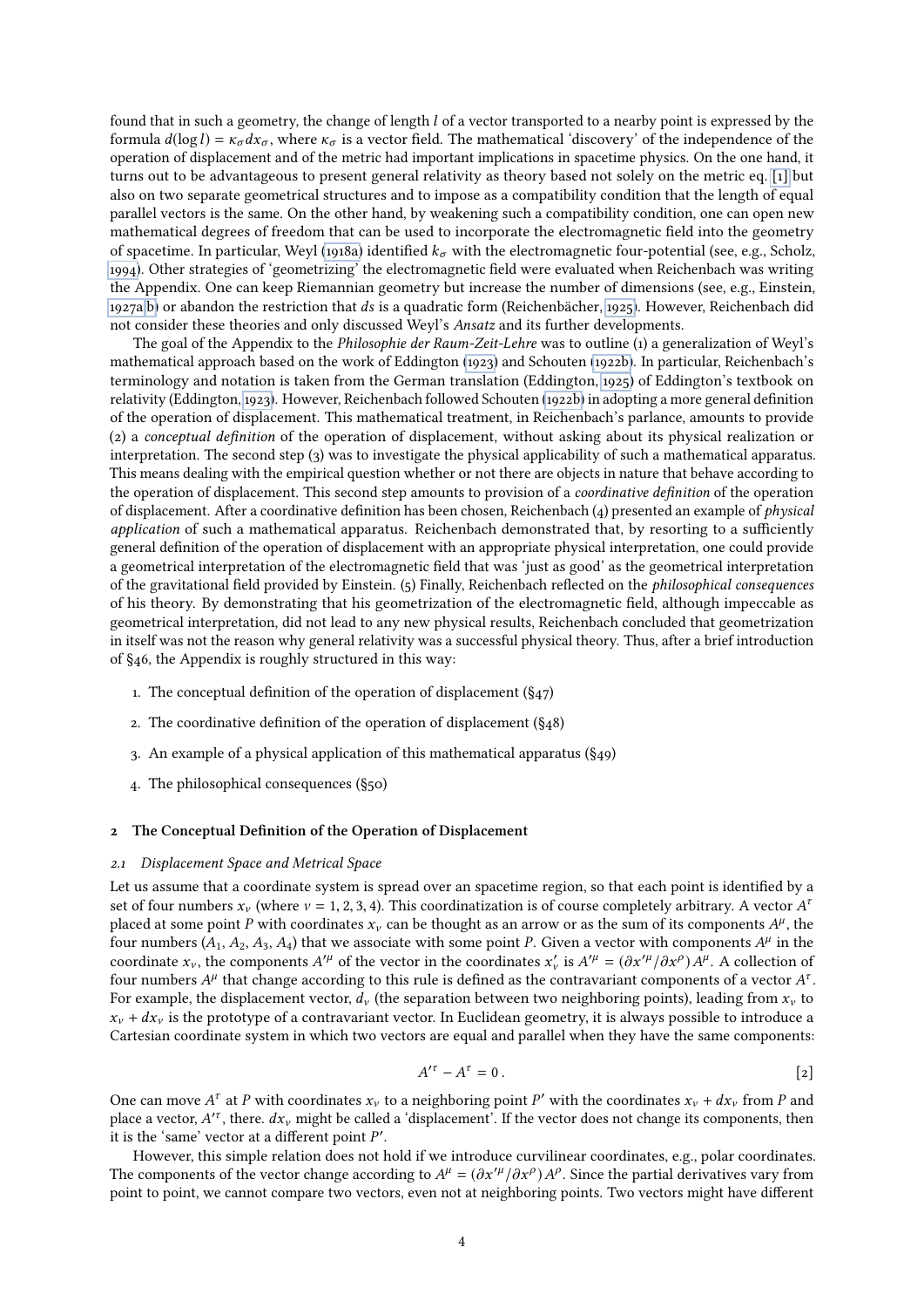found that in such a geometry, the change of length $l$ of a vector transported to a nearby point is expressed by the formula $d(\log l) = \kappa_\sigma dx_\sigma$, where $\kappa_\sigma$ is a vector field. The mathematical 'discovery' of the independence of the operation of displacement and of the metric had important implications in spacetime physics. On the one hand, it turns out to be advantageous to present general relativity as theory based not solely on the metric eq. [1] but also on two separate geometrical structures and to impose as a compatibility condition that the length of equal parallel vectors is the same. On the other hand, by weakening such a compatibility condition, one can open new mathematical degrees of freedom that can be used to incorporate the electromagnetic field into the geometry of spacetime. In particular, Weyl (1918a) identified $k_\sigma$ with the electromagnetic four-potential (see, e.g., Scholz, 1994). Other strategies of 'geometrizing' the electromagnetic field were evaluated when Reichenbach was writing the Appendix. One can keep Riemannian geometry but increase the number of dimensions (see, e.g., Einstein, 1927a,b) or abandon the restriction that $ds$ is a quadratic form (Reichenbächer, 1925). However, Reichenbach did not consider these theories and only discussed Weyl's *Ansatz* and its further developments.

The goal of the Appendix to the *Philosophie der Raum-Zeit-Lehre* was to outline (1) a generalization of Weyl's mathematical approach based on the work of Eddington (1923) and Schouten (1922b). In particular, Reichenbach's terminology and notation is taken from the German translation (Eddington, 1925) of Eddington's textbook on relativity (Eddington, 1923). However, Reichenbach followed Schouten (1922b) in adopting a more general definition of the operation of displacement. This mathematical treatment, in Reichenbach's parlance, amounts to provide (2) a *conceptual definition* of the operation of displacement, without asking about its physical realization or interpretation. The second step (3) was to investigate the physical applicability of such a mathematical apparatus. This means dealing with the empirical question whether or not there are objects in nature that behave according to the operation of displacement. This second step amounts to provision of a *coordinative definition* of the operation of displacement. After a coordinative definition has been chosen, Reichenbach (4) presented an example of *physical application* of such a mathematical apparatus. Reichenbach demonstrated that, by resorting to a sufficiently general definition of the operation of displacement with an appropriate physical interpretation, one could provide a geometrical interpretation of the electromagnetic field that was 'just as good' as the geometrical interpretation of the gravitational field provided by Einstein. (5) Finally, Reichenbach reflected on the *philosophical consequences* of his theory. By demonstrating that his geometrization of the electromagnetic field, although impeccable as geometrical interpretation, did not lead to any new physical results, Reichenbach concluded that geometrization in itself was not the reason why general relativity was a successful physical theory. Thus, after a brief introduction of §46, the Appendix is roughly structured in this way:

1. The conceptual definition of the operation of displacement (§47)
2. The coordinative definition of the operation of displacement (§48)
3. An example of a physical application of this mathematical apparatus (§49)
4. The philosophical consequences (§50)

## 2 The Conceptual Definition of the Operation of Displacement

### 2.1 Displacement Space and Metrical Space

Let us assume that a coordinate system is spread over an spacetime region, so that each point is identified by a set of four numbers $x_\nu$ (where $\nu = 1, 2, 3, 4$). This coordinatization is of course completely arbitrary. A vector $A^\tau$ placed at some point $P$ with coordinates $x_\nu$ can be thought as an arrow or as the sum of its components $A^\mu$, the four numbers $(A_1, A_2, A_3, A_4)$ that we associate with some point $P$. Given a vector with components $A^\mu$ in the coordinate $x_\nu$, the components $A'^\mu$ of the vector in the coordinates $x'_\nu$ is $A'^\mu = (\partial x'^\mu / \partial x^\rho) A^\mu$. A collection of four numbers $A^\mu$ that change according to this rule is defined as the contravariant components of a vector $A^\tau$. For example, the displacement vector, $d_\nu$ (the separation between two neighboring points), leading from $x_\nu$ to $x_\nu + dx_\nu$ is the prototype of a contravariant vector. In Euclidean geometry, it is always possible to introduce a Cartesian coordinate system in which two vectors are equal and parallel when they have the same components:

$$A'^\tau - A^\tau = 0\,. \qquad [2]$$

One can move $A^\tau$ at $P$ with coordinates $x_\nu$ to a neighboring point $P'$ with the coordinates $x_\nu + dx_\nu$ from $P$ and place a vector, $A'^\tau$, there. $dx_\nu$ might be called a 'displacement'. If the vector does not change its components, then it is the 'same' vector at a different point $P'$.

However, this simple relation does not hold if we introduce curvilinear coordinates, e.g., polar coordinates. The components of the vector change according to $A^\mu = (\partial x'^\mu / \partial x^\rho) A^\rho$. Since the partial derivatives vary from point to point, we cannot compare two vectors, even not at neighboring points. Two vectors might have different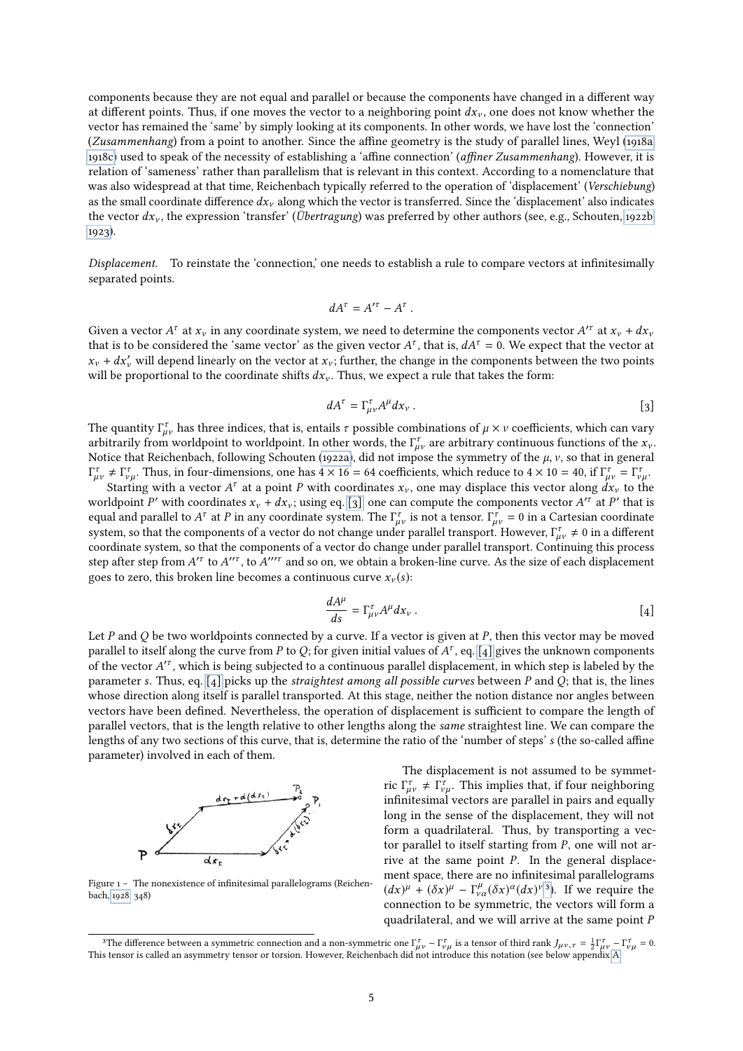components because they are not equal and parallel or because the components have changed in a different way at different points. Thus, if one moves the vector to a neighboring point $dx_\nu$, one does not know whether the vector has remained the 'same' by simply looking at its components. In other words, we have lost the 'connection' (*Zusammenhang*) from a point to another. Since the affine geometry is the study of parallel lines, Weyl (1918a, 1918c) used to speak of the necessity of establishing a 'affine connection' (*affiner Zusammenhang*). However, it is relation of 'sameness' rather than parallelism that is relevant in this context. According to a nomenclature that was also widespread at that time, Reichenbach typically referred to the operation of 'displacement' (*Verschiebung*) as the small coordinate difference $dx_\nu$ along which the vector is transferred. Since the 'displacement' also indicates the vector $dx_\nu$, the expression 'transfer' (*Übertragung*) was preferred by other authors (see, e.g., Schouten, 1922b, 1923).

*Displacement.* To reinstate the 'connection,' one needs to establish a rule to compare vectors at infinitesimally separated points.

$$dA^\tau = A'^\tau - A^\tau \,.$$

Given a vector $A^\tau$ at $x_\nu$ in any coordinate system, we need to determine the components vector $A'^\tau$ at $x_\nu + dx_\nu$ that is to be considered the 'same vector' as the given vector $A^\tau$, that is, $dA^\tau = 0$. We expect that the vector at $x_\nu + dx'_\nu$ will depend linearly on the vector at $x_\nu$; further, the change in the components between the two points will be proportional to the coordinate shifts $dx_\nu$. Thus, we expect a rule that takes the form:

$$dA^\tau = \Gamma^\tau_{\mu\nu} A^\mu dx_\nu \,. \tag{3}$$

The quantity $\Gamma^\tau_{\mu\nu}$ has three indices, that is, entails $\tau$ possible combinations of $\mu \times \nu$ coefficients, which can vary arbitrarily from worldpoint to worldpoint. In other words, the $\Gamma^\tau_{\mu\nu}$ are arbitrary continuous functions of the $x_\nu$. Notice that Reichenbach, following Schouten (1922a), did not impose the symmetry of the $\mu, \nu$, so that in general $\Gamma^\tau_{\mu\nu} \neq \Gamma^\tau_{\nu\mu}$. Thus, in four-dimensions, one has $4 \times 16 = 64$ coefficients, which reduce to $4 \times 10 = 40$, if $\Gamma^\tau_{\mu\nu} = \Gamma^\tau_{\nu\mu}$.

Starting with a vector $A^\tau$ at a point $P$ with coordinates $x_\nu$, one may displace this vector along $dx_\nu$ to the worldpoint $P'$ with coordinates $x_\nu + dx_\nu$; using eq. [3], one can compute the components vector $A'^\tau$ at $P'$ that is equal and parallel to $A^\tau$ at $P$ in any coordinate system. The $\Gamma^\tau_{\mu\nu}$ is not a tensor. $\Gamma^\tau_{\mu\nu} = 0$ in a Cartesian coordinate system, so that the components of a vector do not change under parallel transport. However, $\Gamma^\tau_{\mu\nu} \neq 0$ in a different coordinate system, so that the components of a vector do change under parallel transport. Continuing this process step after step from $A'^\tau$ to $A''^\tau$, to $A'''^\tau$ and so on, we obtain a broken-line curve. As the size of each displacement goes to zero, this broken line becomes a continuous curve $x_\nu(s)$:

$$\frac{dA^\mu}{ds} = \Gamma^\tau_{\mu\nu} A^\mu dx_\nu \,. \tag{4}$$

Let $P$ and $Q$ be two worldpoints connected by a curve. If a vector is given at $P$, then this vector may be moved parallel to itself along the curve from $P$ to $Q$; for given initial values of $A^\tau$, eq. [4] gives the unknown components of the vector $A'^\tau$, which is being subjected to a continuous parallel displacement, in which step is labeled by the parameter $s$. Thus, eq. [4] picks up the *straightest among all possible curves* between $P$ and $Q$; that is, the lines whose direction along itself is parallel transported. At this stage, neither the notion distance nor angles between vectors have been defined. Nevertheless, the operation of displacement is sufficient to compare the length of parallel vectors, that is the length relative to other lengths along the *same* straightest line. We can compare the lengths of any two sections of this curve, that is, determine the ratio of the 'number of steps' $s$ (the so-called affine parameter) involved in each of them.

Figure 1 – The nonexistence of infinitesimal parallelograms (Reichenbach, 1928, 348)

The displacement is not assumed to be symmetric $\Gamma^\tau_{\mu\nu} \neq \Gamma^\tau_{\nu\mu}$. This implies that, if four neighboring infinitesimal vectors are parallel in pairs and equally long in the sense of the displacement, they will not form a quadrilateral. Thus, by transporting a vector parallel to itself starting from $P$, one will not arrive at the same point $P$. In the general displacement space, there are no infinitesimal parallelograms $(dx)^\mu + (\delta x)^\mu - \Gamma^\mu_{\nu\alpha}(\delta x)^\alpha (dx)^\nu$[3]. If we require the connection to be symmetric, the vectors will form a quadrilateral, and we will arrive at the same point $P$

[3] The difference between a symmetric connection and a non-symmetric one $\Gamma^\tau_{\mu\nu} - \Gamma^\tau_{\nu\mu}$ is a tensor of third rank $J_{\mu\nu,\tau} = \frac{1}{2}\Gamma^\tau_{\mu\nu} - \Gamma^\tau_{\nu\mu} = 0$. This tensor is called an asymmetry tensor or torsion. However, Reichenbach did not introduce this notation (see below appendix A.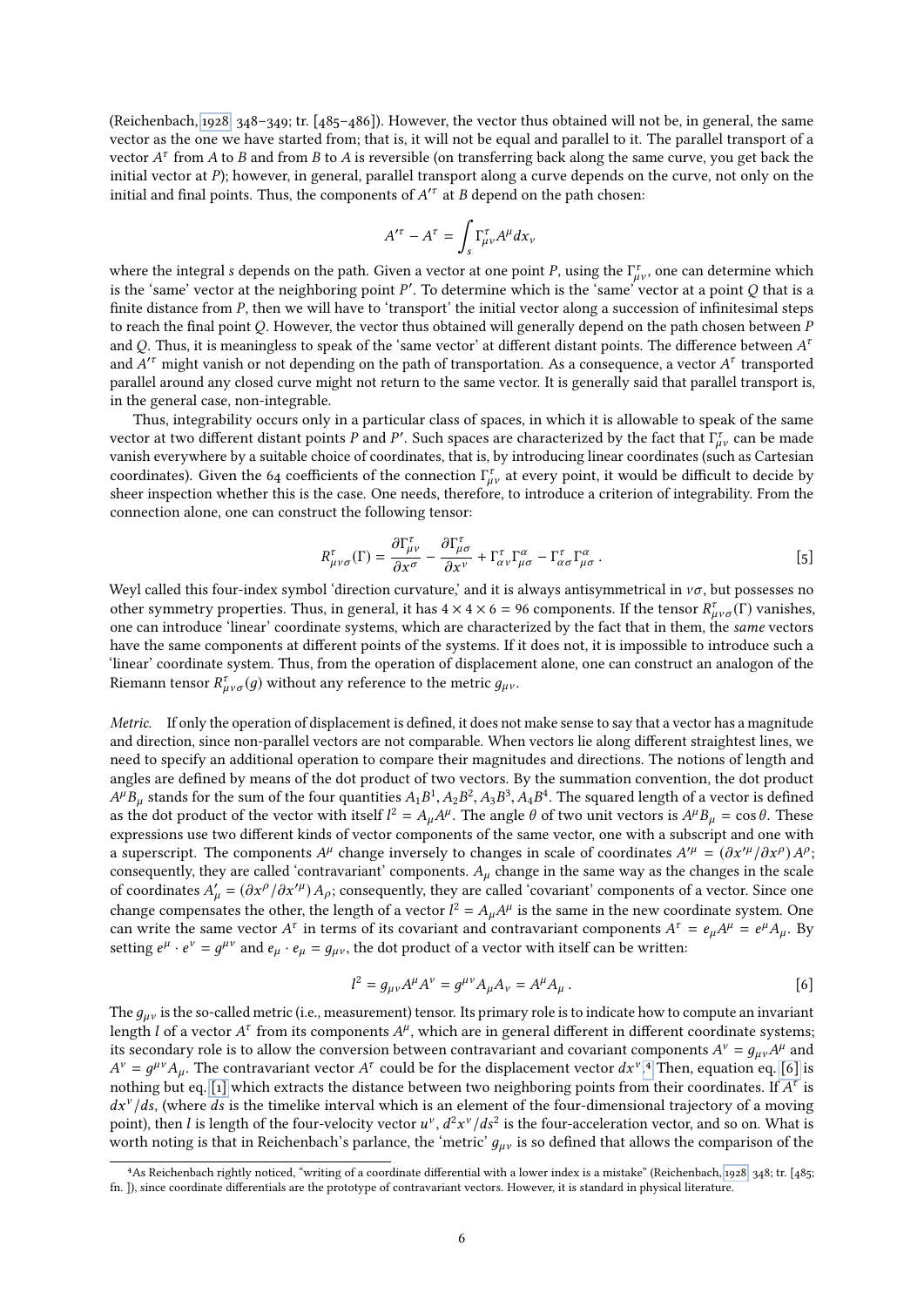(Reichenbach, 1928, 348–349; tr. [485–486]). However, the vector thus obtained will not be, in general, the same vector as the one we have started from; that is, it will not be equal and parallel to it. The parallel transport of a vector $A^\tau$ from A to B and from B to A is reversible (on transferring back along the same curve, you get back the initial vector at P); however, in general, parallel transport along a curve depends on the curve, not only on the initial and final points. Thus, the components of $A'^\tau$ at B depend on the path chosen:

$$A'^\tau - A^\tau = \int_s \Gamma^\tau_{\mu\nu} A^\mu dx_\nu$$

where the integral $s$ depends on the path. Given a vector at one point $P$, using the $\Gamma^\tau_{\mu\nu}$, one can determine which is the 'same' vector at the neighboring point $P'$. To determine which is the 'same' vector at a point $Q$ that is a finite distance from $P$, then we will have to 'transport' the initial vector along a succession of infinitesimal steps to reach the final point $Q$. However, the vector thus obtained will generally depend on the path chosen between $P$ and $Q$. Thus, it is meaningless to speak of the 'same vector' at different distant points. The difference between $A^\tau$ and $A'^\tau$ might vanish or not depending on the path of transportation. As a consequence, a vector $A^\tau$ transported parallel around any closed curve might not return to the same vector. It is generally said that parallel transport is, in the general case, non-integrable.

Thus, integrability occurs only in a particular class of spaces, in which it is allowable to speak of the same vector at two different distant points $P$ and $P'$. Such spaces are characterized by the fact that $\Gamma^\tau_{\mu\nu}$ can be made vanish everywhere by a suitable choice of coordinates, that is, by introducing linear coordinates (such as Cartesian coordinates). Given the 64 coefficients of the connection $\Gamma^\tau_{\mu\nu}$ at every point, it would be difficult to decide by sheer inspection whether this is the case. One needs, therefore, to introduce a criterion of integrability. From the connection alone, one can construct the following tensor:

$$R^\tau_{\mu\nu\sigma}(\Gamma) = \frac{\partial \Gamma^\tau_{\mu\nu}}{\partial x^\sigma} - \frac{\partial \Gamma^\tau_{\mu\sigma}}{\partial x^\nu} + \Gamma^\tau_{\alpha\nu}\Gamma^\alpha_{\mu\sigma} - \Gamma^\tau_{\alpha\sigma}\Gamma^\alpha_{\mu\sigma} \,. \qquad [5]$$

Weyl called this four-index symbol 'direction curvature,' and it is always antisymmetrical in $\nu\sigma$, but possesses no other symmetry properties. Thus, in general, it has $4 \times 4 \times 6 = 96$ components. If the tensor $R^\tau_{\mu\nu\sigma}(\Gamma)$ vanishes, one can introduce 'linear' coordinate systems, which are characterized by the fact that in them, the *same* vectors have the same components at different points of the systems. If it does not, it is impossible to introduce such a 'linear' coordinate system. Thus, from the operation of displacement alone, one can construct an analogon of the Riemann tensor $R^\tau_{\mu\nu\sigma}(g)$ without any reference to the metric $g_{\mu\nu}$.

*Metric.* If only the operation of displacement is defined, it does not make sense to say that a vector has a magnitude and direction, since non-parallel vectors are not comparable. When vectors lie along different straightest lines, we need to specify an additional operation to compare their magnitudes and directions. The notions of length and angles are defined by means of the dot product of two vectors. By the summation convention, the dot product $A^\mu B_\mu$ stands for the sum of the four quantities $A_1B^1, A_2B^2, A_3B^3, A_4B^4$. The squared length of a vector is defined as the dot product of the vector with itself $l^2 = A_\mu A^\mu$. The angle $\theta$ of two unit vectors is $A^\mu B_\mu = \cos\theta$. These expressions use two different kinds of vector components of the same vector, one with a subscript and one with a superscript. The components $A^\mu$ change inversely to changes in scale of coordinates $A'^\mu = (\partial x'^\mu / \partial x^\rho) A^\rho$; consequently, they are called 'contravariant' components. $A_\mu$ change in the same way as the changes in the scale of coordinates $A'_\mu = (\partial x^\rho / \partial x'^\mu) A_\rho$; consequently, they are called 'covariant' components of a vector. Since one change compensates the other, the length of a vector $l^2 = A_\mu A^\mu$ is the same in the new coordinate system. One can write the same vector $A^\tau$ in terms of its covariant and contravariant components $A^\tau = e_\mu A^\mu = e^\mu A_\mu$. By setting $e^\mu \cdot e^\nu = g^{\mu\nu}$ and $e_\mu \cdot e_\mu = g_{\mu\nu}$, the dot product of a vector with itself can be written:

$$l^2 = g_{\mu\nu} A^\mu A^\nu = g^{\mu\nu} A_\mu A_\nu = A^\mu A_\mu \,. \qquad [6]$$

The $g_{\mu\nu}$ is the so-called metric (i.e., measurement) tensor. Its primary role is to indicate how to compute an invariant length $l$ of a vector $A^\tau$ from its components $A^\mu$, which are in general different in different coordinate systems; its secondary role is to allow the conversion between contravariant and covariant components $A^\nu = g_{\mu\nu} A^\mu$ and $A^\nu = g^{\mu\nu} A_\mu$. The contravariant vector $A^\tau$ could be for the displacement vector $dx^\nu$.[4] Then, equation eq. [6] is nothing but eq. [1] which extracts the distance between two neighboring points from their coordinates. If $A^\tau$ is $dx^\nu/ds$, (where $ds$ is the timelike interval which is an element of the four-dimensional trajectory of a moving point), then $l$ is length of the four-velocity vector $u^\nu$, $d^2x^\nu/ds^2$ is the four-acceleration vector, and so on. What is worth noting is that in Reichenbach's parlance, the 'metric' $g_{\mu\nu}$ is so defined that allows the comparison of the

[4] As Reichenbach rightly noticed, "writing of a coordinate differential with a lower index is a mistake" (Reichenbach, 1928, 348; tr. [485; fn. ]), since coordinate differentials are the prototype of contravariant vectors. However, it is standard in physical literature.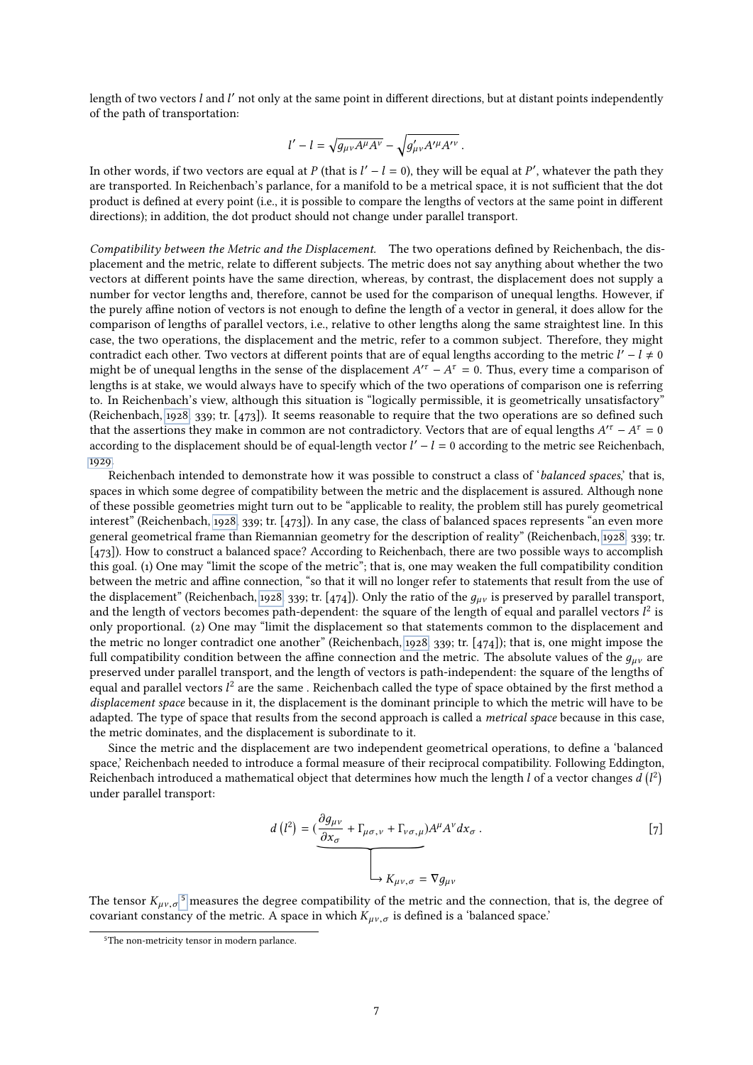length of two vectors $l$ and $l'$ not only at the same point in different directions, but at distant points independently of the path of transportation:

$$l' - l = \sqrt{g_{\mu\nu}A^{\mu}A^{\nu}} - \sqrt{g'_{\mu\nu}A'^{\mu}A'^{\nu}}\ .$$

In other words, if two vectors are equal at $P$ (that is $l' - l = 0$), they will be equal at $P'$, whatever the path they are transported. In Reichenbach's parlance, for a manifold to be a metrical space, it is not sufficient that the dot product is defined at every point (i.e., it is possible to compare the lengths of vectors at the same point in different directions); in addition, the dot product should not change under parallel transport.

*Compatibility between the Metric and the Displacement.* The two operations defined by Reichenbach, the displacement and the metric, relate to different subjects. The metric does not say anything about whether the two vectors at different points have the same direction, whereas, by contrast, the displacement does not supply a number for vector lengths and, therefore, cannot be used for the comparison of unequal lengths. However, if the purely affine notion of vectors is not enough to define the length of a vector in general, it does allow for the comparison of lengths of parallel vectors, i.e., relative to other lengths along the same straightest line. In this case, the two operations, the displacement and the metric, refer to a common subject. Therefore, they might contradict each other. Two vectors at different points that are of equal lengths according to the metric $l' - l \neq 0$ might be of unequal lengths in the sense of the displacement $A'^{\tau} - A^{\tau} = 0$. Thus, every time a comparison of lengths is at stake, we would always have to specify which of the two operations of comparison one is referring to. In Reichenbach's view, although this situation is "logically permissible, it is geometrically unsatisfactory" (Reichenbach, 1928, 339; tr. [473]). It seems reasonable to require that the two operations are so defined such that the assertions they make in common are not contradictory. Vectors that are of equal lengths $A'^{\tau} - A^{\tau} = 0$ according to the displacement should be of equal-length vector $l' - l = 0$ according to the metric see Reichenbach, 1929.

Reichenbach intended to demonstrate how it was possible to construct a class of '*balanced spaces*,' that is, spaces in which some degree of compatibility between the metric and the displacement is assured. Although none of these possible geometries might turn out to be "applicable to reality, the problem still has purely geometrical interest" (Reichenbach, 1928, 339; tr. [473]). In any case, the class of balanced spaces represents "an even more general geometrical frame than Riemannian geometry for the description of reality" (Reichenbach, 1928, 339; tr. [473]). How to construct a balanced space? According to Reichenbach, there are two possible ways to accomplish this goal. (1) One may "limit the scope of the metric"; that is, one may weaken the full compatibility condition between the metric and affine connection, "so that it will no longer refer to statements that result from the use of the displacement" (Reichenbach, 1928, 339; tr. [474]). Only the ratio of the $g_{\mu\nu}$ is preserved by parallel transport, and the length of vectors becomes path-dependent: the square of the length of equal and parallel vectors $l^2$ is only proportional. (2) One may "limit the displacement so that statements common to the displacement and the metric no longer contradict one another" (Reichenbach, 1928, 339; tr. [474]); that is, one might impose the full compatibility condition between the affine connection and the metric. The absolute values of the $g_{\mu\nu}$ are preserved under parallel transport, and the length of vectors is path-independent: the square of the lengths of equal and parallel vectors $l^2$ are the same . Reichenbach called the type of space obtained by the first method a *displacement space* because in it, the displacement is the dominant principle to which the metric will have to be adapted. The type of space that results from the second approach is called a *metrical space* because in this case, the metric dominates, and the displacement is subordinate to it.

Since the metric and the displacement are two independent geometrical operations, to define a 'balanced space,' Reichenbach needed to introduce a formal measure of their reciprocal compatibility. Following Eddington, Reichenbach introduced a mathematical object that determines how much the length $l$ of a vector changes $d\left(l^2\right)$ under parallel transport:

$$d\left(l^2\right) = \underbrace{\left(\frac{\partial g_{\mu\nu}}{\partial x_{\sigma}} + \Gamma_{\mu\sigma,\nu} + \Gamma_{\nu\sigma,\mu}\right)}_{\hookrightarrow\ K_{\mu\nu,\sigma} = \nabla g_{\mu\nu}} A^{\mu}A^{\nu}dx_{\sigma}\ . \qquad [7]$$

The tensor $K_{\mu\nu,\sigma}$[5] measures the degree compatibility of the metric and the connection, that is, the degree of covariant constancy of the metric. A space in which $K_{\mu\nu,\sigma}$ is defined is a 'balanced space.'

[5] The non-metricity tensor in modern parlance.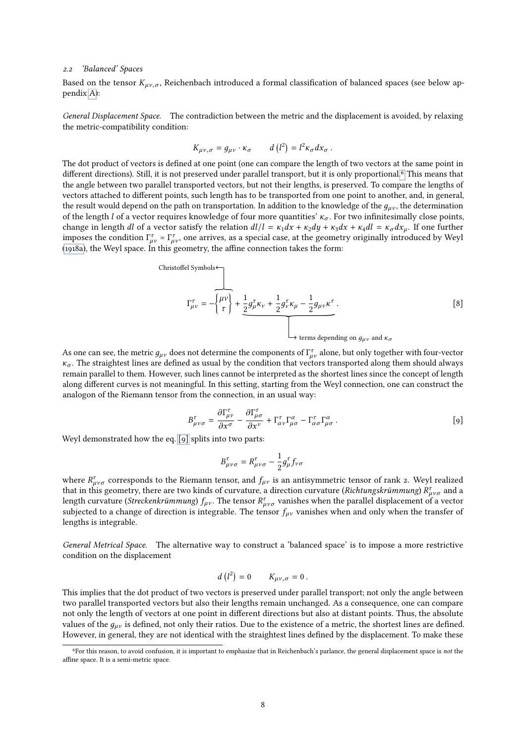### 2.2 'Balanced' Spaces

Based on the tensor $K_{\mu\nu,\sigma}$, Reichenbach introduced a formal classification of balanced spaces (see below appendix A):

*General Displacement Space.* The contradiction between the metric and the displacement is avoided, by relaxing the metric-compatibility condition:

$$K_{\mu\nu,\sigma} = g_{\mu\nu} \cdot \kappa_\sigma \qquad d\left(l^2\right) = l^2 \kappa_\sigma dx_\sigma .$$

The dot product of vectors is defined at one point (one can compare the length of two vectors at the same point in different directions). Still, it is not preserved under parallel transport, but it is only proportional.[6] This means that the angle between two parallel transported vectors, but not their lengths, is preserved. To compare the lengths of vectors attached to different points, such length has to be transported from one point to another, and, in general, the result would depend on the path on transportation. In addition to the knowledge of the $g_{\mu\nu}$, the determination of the length $l$ of a vector requires knowledge of four more quantities' $\kappa_\sigma$. For two infinitesimally close points, change in length $dl$ of a vector satisfy the relation $dl/l = \kappa_1 dx + \kappa_2 dy + \kappa_3 dx + \kappa_4 dl = \kappa_\sigma dx_\mu$. If one further imposes the condition $\Gamma^\tau_{\mu\nu} = \Gamma^\tau_{\mu\nu}$, one arrives, as a special case, at the geometry originally introduced by Weyl (1918a), the Weyl space. In this geometry, the affine connection takes the form:

$$\Gamma^\tau_{\mu\nu} = -\overbrace{\begin{Bmatrix} \mu\nu \\ \tau \end{Bmatrix}}^{\text{Christoffel Symbols}} + \underbrace{\frac{1}{2}g^\tau_\mu \kappa_\nu + \frac{1}{2}g^\tau_\nu \kappa_\mu - \frac{1}{2}g_{\mu\nu}\kappa^\tau}_{\text{terms depending on } g_{\mu\nu} \text{ and } \kappa_\sigma} . \qquad [8]$$

As one can see, the metric $g_{\mu\nu}$ does not determine the components of $\Gamma^\tau_{\mu\nu}$ alone, but only together with four-vector $\kappa_\sigma$. The straightest lines are defined as usual by the condition that vectors transported along them should always remain parallel to them. However, such lines cannot be interpreted as the shortest lines since the concept of length along different curves is not meaningful. In this setting, starting from the Weyl connection, one can construct the analogon of the Riemann tensor from the connection, in an usual way:

$$B^\tau_{\mu\nu\sigma} = \frac{\partial \Gamma^\tau_{\mu\nu}}{\partial x^\sigma} - \frac{\partial \Gamma^\tau_{\mu\sigma}}{\partial x^\nu} + \Gamma^\tau_{\alpha\nu}\Gamma^\alpha_{\mu\sigma} - \Gamma^\tau_{\alpha\sigma}\Gamma^\alpha_{\mu\sigma} . \qquad [9]$$

Weyl demonstrated how the eq. [9] splits into two parts:

$$B^\tau_{\mu\nu\sigma} = R^\tau_{\mu\nu\sigma} - \frac{1}{2}g^\tau_\mu f_{\nu\sigma}$$

where $R^\tau_{\mu\nu\sigma}$ corresponds to the Riemann tensor, and $f_{\mu\nu}$ is an antisymmetric tensor of rank 2. Weyl realized that in this geometry, there are two kinds of curvature, a direction curvature (*Richtungskrümmung*) $R^\tau_{\mu\nu\sigma}$ and a length curvature (*Streckenkrümmung*) $f_{\mu\nu}$. The tensor $R^\tau_{\mu\nu\sigma}$ vanishes when the parallel displacement of a vector subjected to a change of direction is integrable. The tensor $f_{\mu\nu}$ vanishes when and only when the transfer of lengths is integrable.

*General Metrical Space.* The alternative way to construct a 'balanced space' is to impose a more restrictive condition on the displacement

$$d\left(l^2\right) = 0 \qquad K_{\mu\nu,\sigma} = 0 .$$

This implies that the dot product of two vectors is preserved under parallel transport; not only the angle between two parallel transported vectors but also their lengths remain unchanged. As a consequence, one can compare not only the length of vectors at one point in different directions but also at distant points. Thus, the absolute values of the $g_{\mu\nu}$ is defined, not only their ratios. Due to the existence of a metric, the shortest lines are defined. However, in general, they are not identical with the straightest lines defined by the displacement. To make these

[6] For this reason, to avoid confusion, it is important to emphasize that in Reichenbach's parlance, the general displacement space is *not* the affine space. It is a semi-metric space.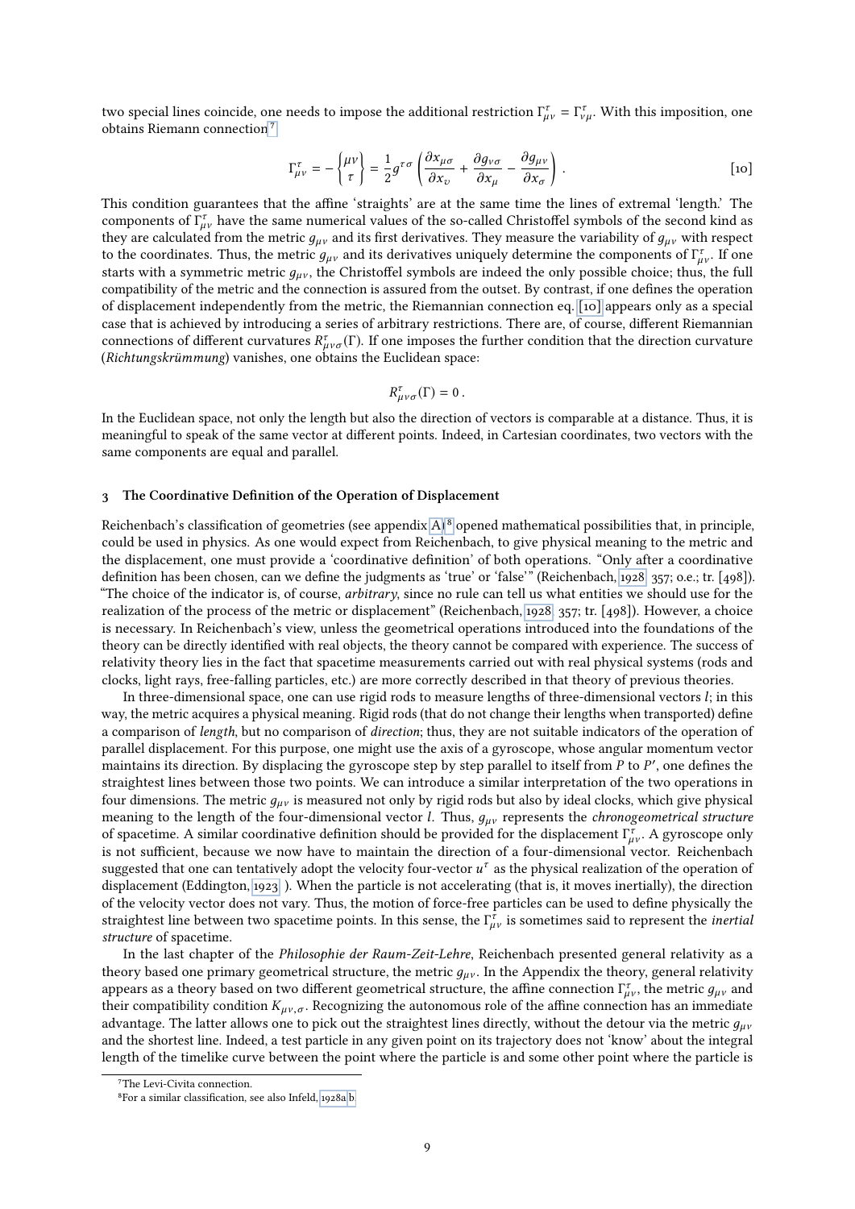two special lines coincide, one needs to impose the additional restriction $\Gamma^{\tau}_{\mu\nu} = \Gamma^{\tau}_{\nu\mu}$. With this imposition, one obtains Riemann connection[7]

$$\Gamma^{\tau}_{\mu\nu} = -\begin{Bmatrix} \mu\nu \\ \tau \end{Bmatrix} = \frac{1}{2} g^{\tau\sigma} \left( \frac{\partial x_{\mu\sigma}}{\partial x_{\upsilon}} + \frac{\partial g_{\nu\sigma}}{\partial x_{\mu}} - \frac{\partial g_{\mu\nu}}{\partial x_{\sigma}} \right) . \tag{10}$$

This condition guarantees that the affine 'straights' are at the same time the lines of extremal 'length.' The components of $\Gamma^{\tau}_{\mu\nu}$ have the same numerical values of the so-called Christoffel symbols of the second kind as they are calculated from the metric $g_{\mu\nu}$ and its first derivatives. They measure the variability of $g_{\mu\nu}$ with respect to the coordinates. Thus, the metric $g_{\mu\nu}$ and its derivatives uniquely determine the components of $\Gamma^{\tau}_{\mu\nu}$. If one starts with a symmetric metric $g_{\mu\nu}$, the Christoffel symbols are indeed the only possible choice; thus, the full compatibility of the metric and the connection is assured from the outset. By contrast, if one defines the operation of displacement independently from the metric, the Riemannian connection eq. [10] appears only as a special case that is achieved by introducing a series of arbitrary restrictions. There are, of course, different Riemannian connections of different curvatures $R^{\tau}_{\mu\nu\sigma}(\Gamma)$. If one imposes the further condition that the direction curvature (*Richtungskrümmung*) vanishes, one obtains the Euclidean space:

$$R^{\tau}_{\mu\nu\sigma}(\Gamma) = 0 \,.$$

In the Euclidean space, not only the length but also the direction of vectors is comparable at a distance. Thus, it is meaningful to speak of the same vector at different points. Indeed, in Cartesian coordinates, two vectors with the same components are equal and parallel.

## 3 The Coordinative Definition of the Operation of Displacement

Reichenbach's classification of geometries (see appendix A)[8] opened mathematical possibilities that, in principle, could be used in physics. As one would expect from Reichenbach, to give physical meaning to the metric and the displacement, one must provide a 'coordinative definition' of both operations. "Only after a coordinative definition has been chosen, can we define the judgments as 'true' or 'false'" (Reichenbach, 1928, 357; o.e.; tr. [498]). "The choice of the indicator is, of course, *arbitrary*, since no rule can tell us what entities we should use for the realization of the process of the metric or displacement" (Reichenbach, 1928, 357; tr. [498]). However, a choice is necessary. In Reichenbach's view, unless the geometrical operations introduced into the foundations of the theory can be directly identified with real objects, the theory cannot be compared with experience. The success of relativity theory lies in the fact that spacetime measurements carried out with real physical systems (rods and clocks, light rays, free-falling particles, etc.) are more correctly described in that theory of previous theories.

In three-dimensional space, one can use rigid rods to measure lengths of three-dimensional vectors $l$; in this way, the metric acquires a physical meaning. Rigid rods (that do not change their lengths when transported) define a comparison of *length*, but no comparison of *direction*; thus, they are not suitable indicators of the operation of parallel displacement. For this purpose, one might use the axis of a gyroscope, whose angular momentum vector maintains its direction. By displacing the gyroscope step by step parallel to itself from $P$ to $P'$, one defines the straightest lines between those two points. We can introduce a similar interpretation of the two operations in four dimensions. The metric $g_{\mu\nu}$ is measured not only by rigid rods but also by ideal clocks, which give physical meaning to the length of the four-dimensional vector $l$. Thus, $g_{\mu\nu}$ represents the *chronogeometrical structure* of spacetime. A similar coordinative definition should be provided for the displacement $\Gamma^{\tau}_{\mu\nu}$. A gyroscope only is not sufficient, because we now have to maintain the direction of a four-dimensional vector. Reichenbach suggested that one can tentatively adopt the velocity four-vector $u^{\tau}$ as the physical realization of the operation of displacement (Eddington, 1923 ). When the particle is not accelerating (that is, it moves inertially), the direction of the velocity vector does not vary. Thus, the motion of force-free particles can be used to define physically the straightest line between two spacetime points. In this sense, the $\Gamma^{\tau}_{\mu\nu}$ is sometimes said to represent the *inertial structure* of spacetime.

In the last chapter of the *Philosophie der Raum-Zeit-Lehre*, Reichenbach presented general relativity as a theory based one primary geometrical structure, the metric $g_{\mu\nu}$. In the Appendix the theory, general relativity appears as a theory based on two different geometrical structure, the affine connection $\Gamma^{\tau}_{\mu\nu}$, the metric $g_{\mu\nu}$ and their compatibility condition $K_{\mu\nu,\sigma}$. Recognizing the autonomous role of the affine connection has an immediate advantage. The latter allows one to pick out the straightest lines directly, without the detour via the metric $g_{\mu\nu}$ and the shortest line. Indeed, a test particle in any given point on its trajectory does not 'know' about the integral length of the timelike curve between the point where the particle is and some other point where the particle is

[7] The Levi-Civita connection.

[8] For a similar classification, see also Infeld, 1928a,b.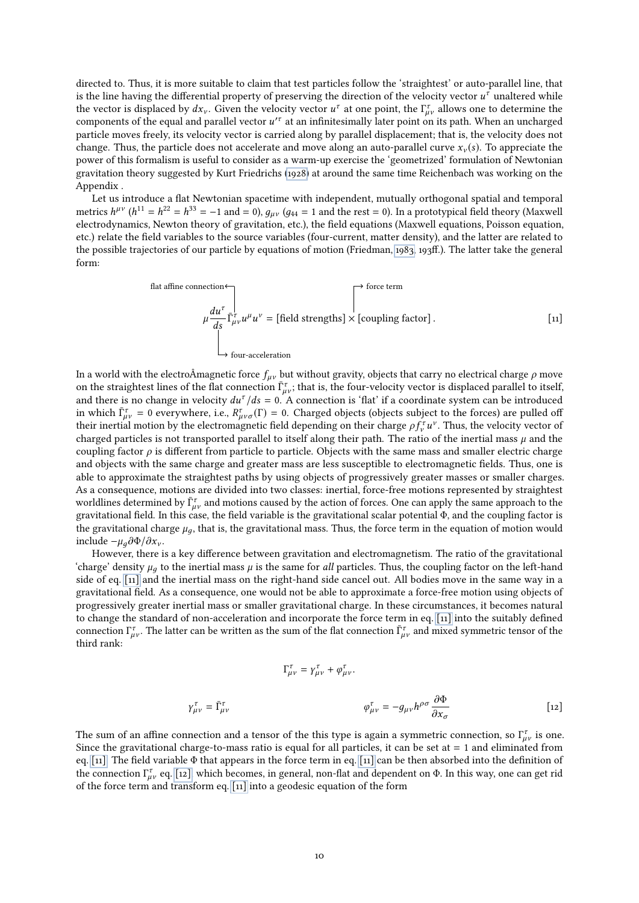directed to. Thus, it is more suitable to claim that test particles follow the 'straightest' or auto-parallel line, that is the line having the differential property of preserving the direction of the velocity vector $u^\tau$ unaltered while the vector is displaced by $dx_\nu$. Given the velocity vector $u^\tau$ at one point, the $\Gamma^\tau_{\mu\nu}$ allows one to determine the components of the equal and parallel vector $u'^\tau$ at an infinitesimally later point on its path. When an uncharged particle moves freely, its velocity vector is carried along by parallel displacement; that is, the velocity does not change. Thus, the particle does not accelerate and move along an auto-parallel curve $x_\nu(s)$. To appreciate the power of this formalism is useful to consider as a warm-up exercise the 'geometrized' formulation of Newtonian gravitation theory suggested by Kurt Friedrichs (1928) at around the same time Reichenbach was working on the Appendix .

Let us introduce a flat Newtonian spacetime with independent, mutually orthogonal spatial and temporal metrics $h^{\mu\nu}$ ($h^{11} = h^{22} = h^{33} = -1$ and = 0), $g_{\mu\nu}$ ($g_{44} = 1$ and the rest = 0). In a prototypical field theory (Maxwell electrodynamics, Newton theory of gravitation, etc.), the field equations (Maxwell equations, Poisson equation, etc.) relate the field variables to the source variables (four-current, matter density), and the latter are related to the possible trajectories of our particle by equations of motion (Friedman, 1983, 193ff.). The latter take the general form:

$$\mu \underbrace{\frac{du^\tau}{ds}}_{\text{four-acceleration}} \overbrace{\bar{\Gamma}^\tau_{\mu\nu}}^{\text{flat affine connection}} u^\mu u^\nu = \overbrace{[\text{field strengths}] \times [\text{coupling factor}]}^{\text{force term}}. \qquad [11]$$

In a world with the electroÂmagnetic force $f_{\mu\nu}$ but without gravity, objects that carry no electrical charge $\rho$ move on the straightest lines of the flat connection $\bar{\Gamma}^\tau_{\mu\nu}$; that is, the four-velocity vector is displaced parallel to itself, and there is no change in velocity $du^\tau/ds = 0$. A connection is 'flat' if a coordinate system can be introduced in which $\bar{\Gamma}^\tau_{\mu\nu} = 0$ everywhere, i.e., $R^\tau_{\mu\nu\sigma}(\Gamma) = 0$. Charged objects (objects subject to the forces) are pulled off their inertial motion by the electromagnetic field depending on their charge $\rho f^\tau_\nu u^\nu$. Thus, the velocity vector of charged particles is not transported parallel to itself along their path. The ratio of the inertial mass $\mu$ and the coupling factor $\rho$ is different from particle to particle. Objects with the same mass and smaller electric charge and objects with the same charge and greater mass are less susceptible to electromagnetic fields. Thus, one is able to approximate the straightest paths by using objects of progressively greater masses or smaller charges. As a consequence, motions are divided into two classes: inertial, force-free motions represented by straightest worldlines determined by $\bar{\Gamma}^\tau_{\mu\nu}$ and motions caused by the action of forces. One can apply the same approach to the gravitational field. In this case, the field variable is the gravitational scalar potential $\Phi$, and the coupling factor is the gravitational charge $\mu_g$, that is, the gravitational mass. Thus, the force term in the equation of motion would include $-\mu_g \partial\Phi/\partial x_\nu$.

However, there is a key difference between gravitation and electromagnetism. The ratio of the gravitational 'charge' density $\mu_g$ to the inertial mass $\mu$ is the same for *all* particles. Thus, the coupling factor on the left-hand side of eq. [11] and the inertial mass on the right-hand side cancel out. All bodies move in the same way in a gravitational field. As a consequence, one would not be able to approximate a force-free motion using objects of progressively greater inertial mass or smaller gravitational charge. In these circumstances, it becomes natural to change the standard of non-acceleration and incorporate the force term in eq. [11] into the suitably defined connection $\Gamma^\tau_{\mu\nu}$. The latter can be written as the sum of the flat connection $\bar{\Gamma}^\tau_{\mu\nu}$ and mixed symmetric tensor of the third rank:

$$\Gamma^\tau_{\mu\nu} = \gamma^\tau_{\mu\nu} + \varphi^\tau_{\mu\nu}.$$

$$\gamma^\tau_{\mu\nu} = \bar{\Gamma}^\tau_{\mu\nu} \qquad\qquad \varphi^\tau_{\mu\nu} = -g_{\mu\nu} h^{\rho\sigma} \frac{\partial\Phi}{\partial x_\sigma} \qquad [12]$$

The sum of an affine connection and a tensor of the this type is again a symmetric connection, so $\Gamma^\tau_{\mu\nu}$ is one. Since the gravitational charge-to-mass ratio is equal for all particles, it can be set at = 1 and eliminated from eq. [11]. The field variable $\Phi$ that appears in the force term in eq. [11] can be then absorbed into the definition of the connection $\Gamma^\tau_{\mu\nu}$ eq. [12], which becomes, in general, non-flat and dependent on $\Phi$. In this way, one can get rid of the force term and transform eq. [11] into a geodesic equation of the form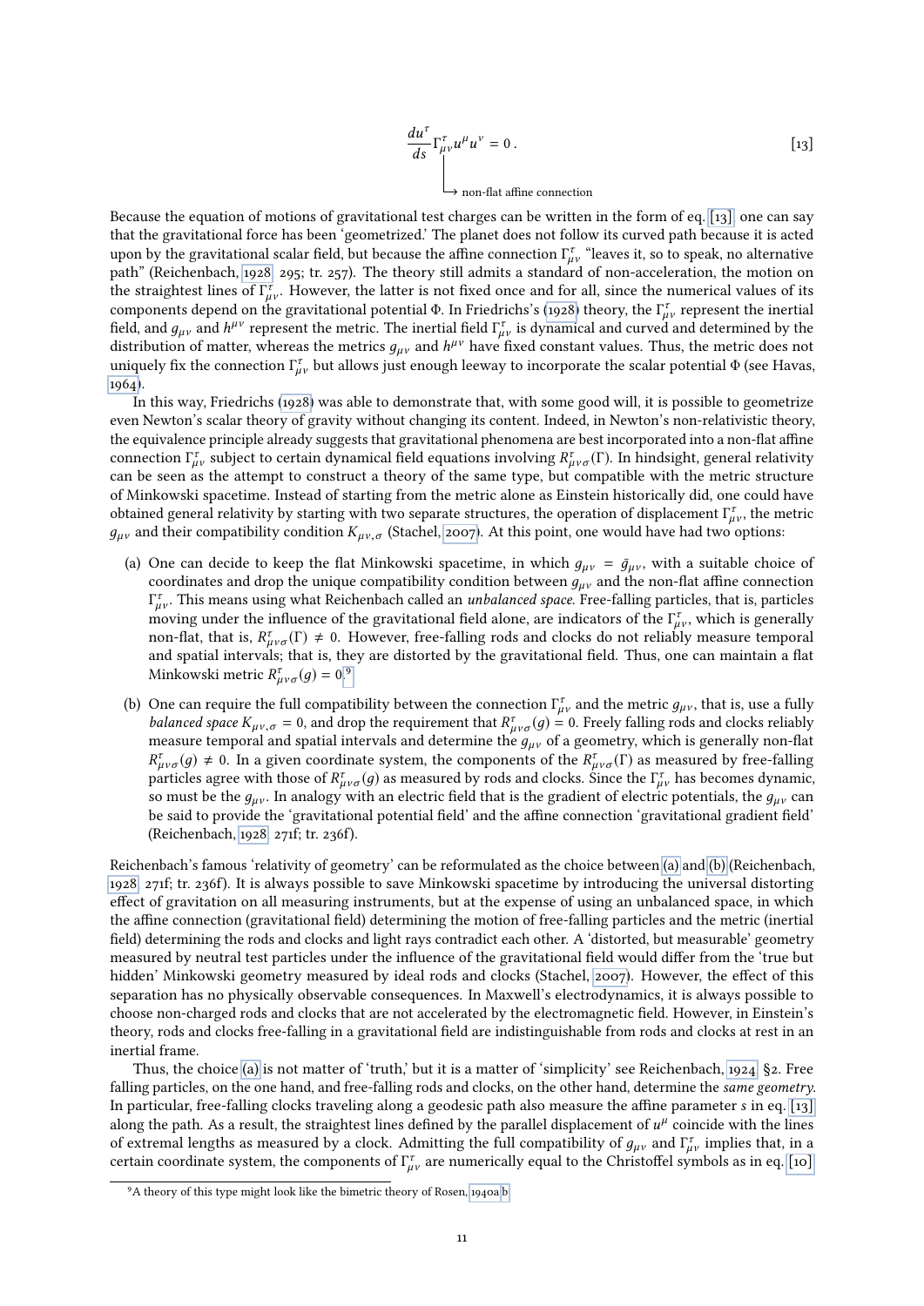$$\frac{du^\tau}{ds}\underbrace{\Gamma^\tau_{\mu\nu}}_{\text{non-flat affine connection}}u^\mu u^\nu = 0\,. \qquad [13]$$

Because the equation of motions of gravitational test charges can be written in the form of eq. [13], one can say that the gravitational force has been 'geometrized.' The planet does not follow its curved path because it is acted upon by the gravitational scalar field, but because the affine connection $\Gamma^\tau_{\mu\nu}$ "leaves it, so to speak, no alternative path" (Reichenbach, 1928, 295; tr. 257). The theory still admits a standard of non-acceleration, the motion on the straightest lines of $\Gamma^\tau_{\mu\nu}$. However, the latter is not fixed once and for all, since the numerical values of its components depend on the gravitational potential $\Phi$. In Friedrichs's (1928) theory, the $\Gamma^\tau_{\mu\nu}$ represent the inertial field, and $g_{\mu\nu}$ and $h^{\mu\nu}$ represent the metric. The inertial field $\Gamma^\tau_{\mu\nu}$ is dynamical and curved and determined by the distribution of matter, whereas the metrics $g_{\mu\nu}$ and $h^{\mu\nu}$ have fixed constant values. Thus, the metric does not uniquely fix the connection $\Gamma^\tau_{\mu\nu}$ but allows just enough leeway to incorporate the scalar potential $\Phi$ (see Havas, 1964).

In this way, Friedrichs (1928) was able to demonstrate that, with some good will, it is possible to geometrize even Newton's scalar theory of gravity without changing its content. Indeed, in Newton's non-relativistic theory, the equivalence principle already suggests that gravitational phenomena are best incorporated into a non-flat affine connection $\Gamma^\tau_{\mu\nu}$ subject to certain dynamical field equations involving $R^\tau_{\mu\nu\sigma}(\Gamma)$. In hindsight, general relativity can be seen as the attempt to construct a theory of the same type, but compatible with the metric structure of Minkowski spacetime. Instead of starting from the metric alone as Einstein historically did, one could have obtained general relativity by starting with two separate structures, the operation of displacement $\Gamma^\tau_{\mu\nu}$, the metric $g_{\mu\nu}$ and their compatibility condition $K_{\mu\nu,\sigma}$ (Stachel, 2007). At this point, one would have had two options:

(a) One can decide to keep the flat Minkowski spacetime, in which $g_{\mu\nu} = \bar{g}_{\mu\nu}$, with a suitable choice of coordinates and drop the unique compatibility condition between $g_{\mu\nu}$ and the non-flat affine connection $\Gamma^\tau_{\mu\nu}$. This means using what Reichenbach called an *unbalanced space*. Free-falling particles, that is, particles moving under the influence of the gravitational field alone, are indicators of the $\Gamma^\tau_{\mu\nu}$, which is generally non-flat, that is, $R^\tau_{\mu\nu\sigma}(\Gamma) \neq 0$. However, free-falling rods and clocks do not reliably measure temporal and spatial intervals; that is, they are distorted by the gravitational field. Thus, one can maintain a flat Minkowski metric $R^\tau_{\mu\nu\sigma}(g) = 0$.[9]

(b) One can require the full compatibility between the connection $\Gamma^\tau_{\mu\nu}$ and the metric $g_{\mu\nu}$, that is, use a fully *balanced space* $K_{\mu\nu,\sigma} = 0$, and drop the requirement that $R^\tau_{\mu\nu\sigma}(g) = 0$. Freely falling rods and clocks reliably measure temporal and spatial intervals and determine the $g_{\mu\nu}$ of a geometry, which is generally non-flat $R^\tau_{\mu\nu\sigma}(g) \neq 0$. In a given coordinate system, the components of the $R^\tau_{\mu\nu\sigma}(\Gamma)$ as measured by free-falling particles agree with those of $R^\tau_{\mu\nu\sigma}(g)$ as measured by rods and clocks. Since the $\Gamma^\tau_{\mu\nu}$ has becomes dynamic, so must be the $g_{\mu\nu}$. In analogy with an electric field that is the gradient of electric potentials, the $g_{\mu\nu}$ can be said to provide the 'gravitational potential field' and the affine connection 'gravitational gradient field' (Reichenbach, 1928, 271f; tr. 236f).

Reichenbach's famous 'relativity of geometry' can be reformulated as the choice between (a) and (b) (Reichenbach, 1928, 271f; tr. 236f). It is always possible to save Minkowski spacetime by introducing the universal distorting effect of gravitation on all measuring instruments, but at the expense of using an unbalanced space, in which the affine connection (gravitational field) determining the motion of free-falling particles and the metric (inertial field) determining the rods and clocks and light rays contradict each other. A 'distorted, but measurable' geometry measured by neutral test particles under the influence of the gravitational field would differ from the 'true but hidden' Minkowski geometry measured by ideal rods and clocks (Stachel, 2007). However, the effect of this separation has no physically observable consequences. In Maxwell's electrodynamics, it is always possible to choose non-charged rods and clocks that are not accelerated by the electromagnetic field. However, in Einstein's theory, rods and clocks free-falling in a gravitational field are indistinguishable from rods and clocks at rest in an inertial frame.

Thus, the choice (a) is not matter of 'truth,' but it is a matter of 'simplicity' see Reichenbach, 1924, §2. Free falling particles, on the one hand, and free-falling rods and clocks, on the other hand, determine the *same geometry*. In particular, free-falling clocks traveling along a geodesic path also measure the affine parameter $s$ in eq. [13] along the path. As a result, the straightest lines defined by the parallel displacement of $u^\mu$ coincide with the lines of extremal lengths as measured by a clock. Admitting the full compatibility of $g_{\mu\nu}$ and $\Gamma^\tau_{\mu\nu}$ implies that, in a certain coordinate system, the components of $\Gamma^\tau_{\mu\nu}$ are numerically equal to the Christoffel symbols as in eq. [10]

[9] A theory of this type might look like the bimetric theory of Rosen, 1940a,b.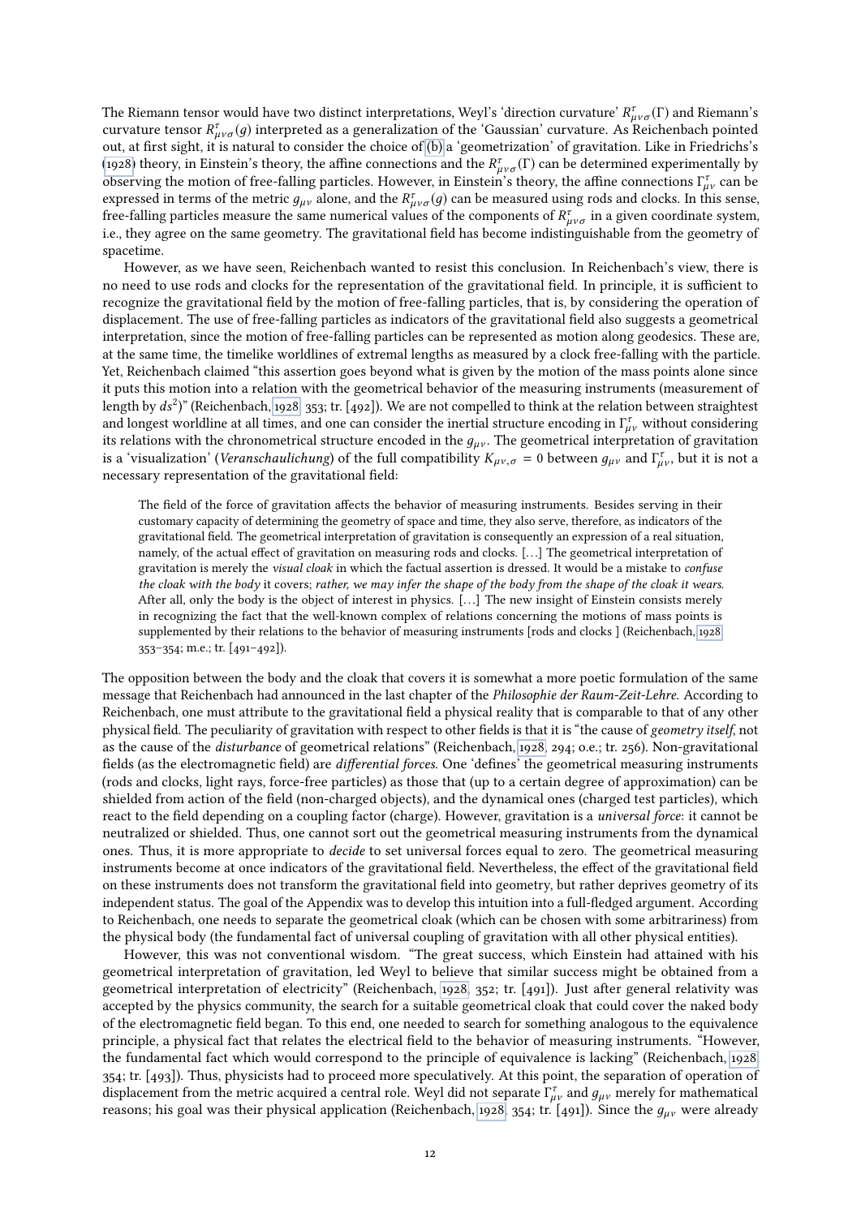The Riemann tensor would have two distinct interpretations, Weyl's 'direction curvature' $R^{\tau}_{\mu\nu\sigma}(\Gamma)$ and Riemann's curvature tensor $R^{\tau}_{\mu\nu\sigma}(g)$ interpreted as a generalization of the 'Gaussian' curvature. As Reichenbach pointed out, at first sight, it is natural to consider the choice of (b) a 'geometrization' of gravitation. Like in Friedrichs's (1928) theory, in Einstein's theory, the affine connections and the $R^{\tau}_{\mu\nu\sigma}(\Gamma)$ can be determined experimentally by observing the motion of free-falling particles. However, in Einstein's theory, the affine connections $\Gamma^{\tau}_{\mu\nu}$ can be expressed in terms of the metric $g_{\mu\nu}$ alone, and the $R^{\tau}_{\mu\nu\sigma}(g)$ can be measured using rods and clocks. In this sense, free-falling particles measure the same numerical values of the components of $R^{\tau}_{\mu\nu\sigma}$ in a given coordinate system, i.e., they agree on the same geometry. The gravitational field has become indistinguishable from the geometry of spacetime.

However, as we have seen, Reichenbach wanted to resist this conclusion. In Reichenbach's view, there is no need to use rods and clocks for the representation of the gravitational field. In principle, it is sufficient to recognize the gravitational field by the motion of free-falling particles, that is, by considering the operation of displacement. The use of free-falling particles as indicators of the gravitational field also suggests a geometrical interpretation, since the motion of free-falling particles can be represented as motion along geodesics. These are, at the same time, the timelike worldlines of extremal lengths as measured by a clock free-falling with the particle. Yet, Reichenbach claimed "this assertion goes beyond what is given by the motion of the mass points alone since it puts this motion into a relation with the geometrical behavior of the measuring instruments (measurement of length by $ds^2$)" (Reichenbach, 1928, 353; tr. [492]). We are not compelled to think at the relation between straightest and longest worldline at all times, and one can consider the inertial structure encoding in $\Gamma^{\tau}_{\mu\nu}$ without considering its relations with the chronometrical structure encoded in the $g_{\mu\nu}$. The geometrical interpretation of gravitation is a 'visualization' (*Veranschaulichung*) of the full compatibility $K_{\mu\nu,\sigma} = 0$ between $g_{\mu\nu}$ and $\Gamma^{\tau}_{\mu\nu}$, but it is not a necessary representation of the gravitational field:

> The field of the force of gravitation affects the behavior of measuring instruments. Besides serving in their customary capacity of determining the geometry of space and time, they also serve, therefore, as indicators of the gravitational field. The geometrical interpretation of gravitation is consequently an expression of a real situation, namely, of the actual effect of gravitation on measuring rods and clocks. [...] The geometrical interpretation of gravitation is merely the *visual cloak* in which the factual assertion is dressed. It would be a mistake to *confuse the cloak with the body* it covers; *rather, we may infer the shape of the body from the shape of the cloak it wears.* After all, only the body is the object of interest in physics. [...] The new insight of Einstein consists merely in recognizing the fact that the well-known complex of relations concerning the motions of mass points is supplemented by their relations to the behavior of measuring instruments [rods and clocks ] (Reichenbach, 1928, 353–354; m.e.; tr. [491–492]).

The opposition between the body and the cloak that covers it is somewhat a more poetic formulation of the same message that Reichenbach had announced in the last chapter of the *Philosophie der Raum-Zeit-Lehre*. According to Reichenbach, one must attribute to the gravitational field a physical reality that is comparable to that of any other physical field. The peculiarity of gravitation with respect to other fields is that it is "the cause of *geometry itself*, not as the cause of the *disturbance* of geometrical relations" (Reichenbach, 1928, 294; o.e.; tr. 256). Non-gravitational fields (as the electromagnetic field) are *differential forces*. One 'defines' the geometrical measuring instruments (rods and clocks, light rays, force-free particles) as those that (up to a certain degree of approximation) can be shielded from action of the field (non-charged objects), and the dynamical ones (charged test particles), which react to the field depending on a coupling factor (charge). However, gravitation is a *universal force*: it cannot be neutralized or shielded. Thus, one cannot sort out the geometrical measuring instruments from the dynamical ones. Thus, it is more appropriate to *decide* to set universal forces equal to zero. The geometrical measuring instruments become at once indicators of the gravitational field. Nevertheless, the effect of the gravitational field on these instruments does not transform the gravitational field into geometry, but rather deprives geometry of its independent status. The goal of the Appendix was to develop this intuition into a full-fledged argument. According to Reichenbach, one needs to separate the geometrical cloak (which can be chosen with some arbitrariness) from the physical body (the fundamental fact of universal coupling of gravitation with all other physical entities).

However, this was not conventional wisdom. "The great success, which Einstein had attained with his geometrical interpretation of gravitation, led Weyl to believe that similar success might be obtained from a geometrical interpretation of electricity" (Reichenbach, 1928, 352; tr. [491]). Just after general relativity was accepted by the physics community, the search for a suitable geometrical cloak that could cover the naked body of the electromagnetic field began. To this end, one needed to search for something analogous to the equivalence principle, a physical fact that relates the electrical field to the behavior of measuring instruments. "However, the fundamental fact which would correspond to the principle of equivalence is lacking" (Reichenbach, 1928, 354; tr. [493]). Thus, physicists had to proceed more speculatively. At this point, the separation of operation of displacement from the metric acquired a central role. Weyl did not separate $\Gamma^{\tau}_{\mu\nu}$ and $g_{\mu\nu}$ merely for mathematical reasons; his goal was their physical application (Reichenbach, 1928, 354; tr. [491]). Since the $g_{\mu\nu}$ were already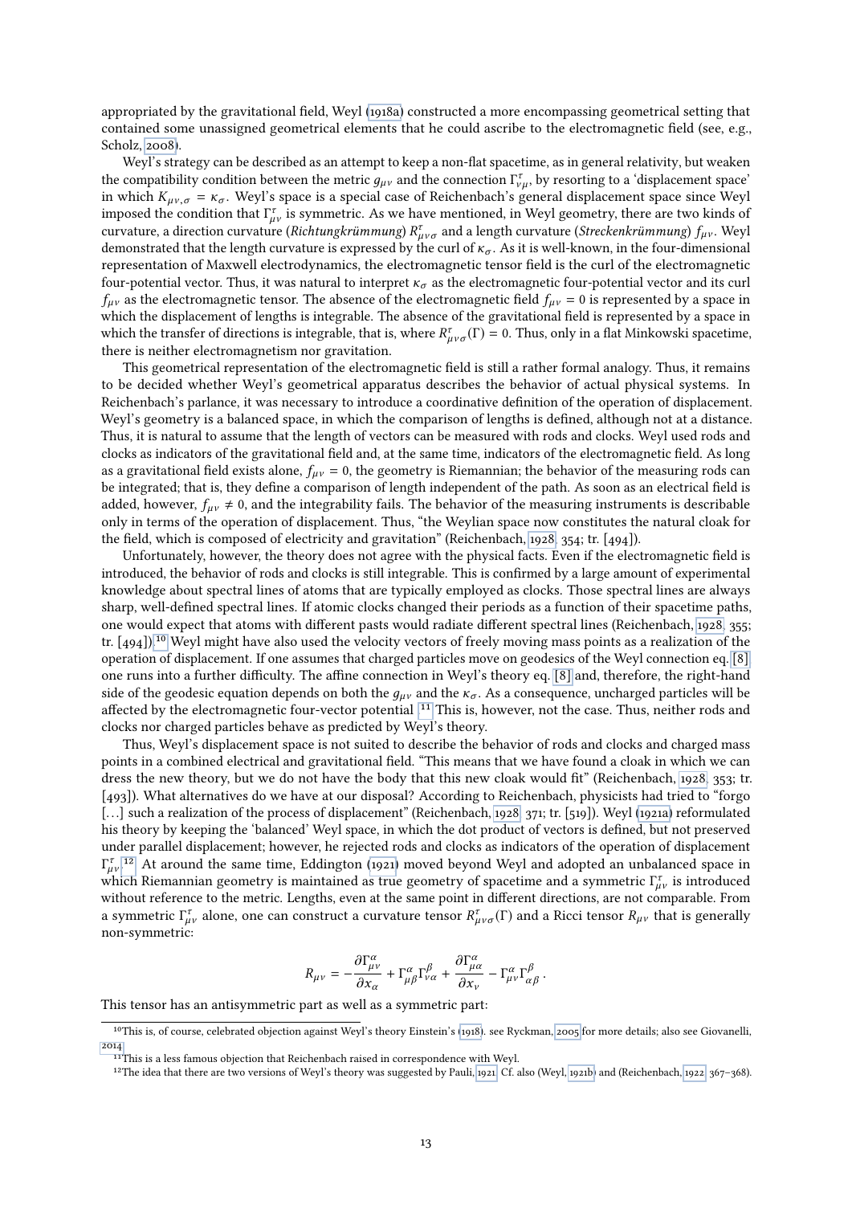appropriated by the gravitational field, Weyl (1918a) constructed a more encompassing geometrical setting that contained some unassigned geometrical elements that he could ascribe to the electromagnetic field (see, e.g., Scholz, 2008).

Weyl's strategy can be described as an attempt to keep a non-flat spacetime, as in general relativity, but weaken the compatibility condition between the metric $g_{\mu\nu}$ and the connection $\Gamma^{\tau}_{\nu\mu}$, by resorting to a 'displacement space' in which $K_{\mu\nu,\sigma} = \kappa_{\sigma}$. Weyl's space is a special case of Reichenbach's general displacement space since Weyl imposed the condition that $\Gamma^{\tau}_{\mu\nu}$ is symmetric. As we have mentioned, in Weyl geometry, there are two kinds of curvature, a direction curvature (*Richtungkrümmung*) $R^{\tau}_{\mu\nu\sigma}$ and a length curvature (*Streckenkrümmung*) $f_{\mu\nu}$. Weyl demonstrated that the length curvature is expressed by the curl of $\kappa_{\sigma}$. As it is well-known, in the four-dimensional representation of Maxwell electrodynamics, the electromagnetic tensor field is the curl of the electromagnetic four-potential vector. Thus, it was natural to interpret $\kappa_{\sigma}$ as the electromagnetic four-potential vector and its curl $f_{\mu\nu}$ as the electromagnetic tensor. The absence of the electromagnetic field $f_{\mu\nu} = 0$ is represented by a space in which the displacement of lengths is integrable. The absence of the gravitational field is represented by a space in which the transfer of directions is integrable, that is, where $R^{\tau}_{\mu\nu\sigma}(\Gamma) = 0$. Thus, only in a flat Minkowski spacetime, there is neither electromagnetism nor gravitation.

This geometrical representation of the electromagnetic field is still a rather formal analogy. Thus, it remains to be decided whether Weyl's geometrical apparatus describes the behavior of actual physical systems. In Reichenbach's parlance, it was necessary to introduce a coordinative definition of the operation of displacement. Weyl's geometry is a balanced space, in which the comparison of lengths is defined, although not at a distance. Thus, it is natural to assume that the length of vectors can be measured with rods and clocks. Weyl used rods and clocks as indicators of the gravitational field and, at the same time, indicators of the electromagnetic field. As long as a gravitational field exists alone, $f_{\mu\nu} = 0$, the geometry is Riemannian; the behavior of the measuring rods can be integrated; that is, they define a comparison of length independent of the path. As soon as an electrical field is added, however, $f_{\mu\nu} \neq 0$, and the integrability fails. The behavior of the measuring instruments is describable only in terms of the operation of displacement. Thus, "the Weylian space now constitutes the natural cloak for the field, which is composed of electricity and gravitation" (Reichenbach, 1928, 354; tr. [494]).

Unfortunately, however, the theory does not agree with the physical facts. Even if the electromagnetic field is introduced, the behavior of rods and clocks is still integrable. This is confirmed by a large amount of experimental knowledge about spectral lines of atoms that are typically employed as clocks. Those spectral lines are always sharp, well-defined spectral lines. If atomic clocks changed their periods as a function of their spacetime paths, one would expect that atoms with different pasts would radiate different spectral lines (Reichenbach, 1928, 355; tr. [494]).[10] Weyl might have also used the velocity vectors of freely moving mass points as a realization of the operation of displacement. If one assumes that charged particles move on geodesics of the Weyl connection eq. [8], one runs into a further difficulty. The affine connection in Weyl's theory eq. [8] and, therefore, the right-hand side of the geodesic equation depends on both the $g_{\mu\nu}$ and the $\kappa_{\sigma}$. As a consequence, uncharged particles will be affected by the electromagnetic four-vector potential.[11] This is, however, not the case. Thus, neither rods and clocks nor charged particles behave as predicted by Weyl's theory.

Thus, Weyl's displacement space is not suited to describe the behavior of rods and clocks and charged mass points in a combined electrical and gravitational field. "This means that we have found a cloak in which we can dress the new theory, but we do not have the body that this new cloak would fit" (Reichenbach, 1928, 353; tr. [493]). What alternatives do we have at our disposal? According to Reichenbach, physicists had tried to "forgo [...] such a realization of the process of displacement" (Reichenbach, 1928, 371; tr. [519]). Weyl (1921a) reformulated his theory by keeping the 'balanced' Weyl space, in which the dot product of vectors is defined, but not preserved under parallel displacement; however, he rejected rods and clocks as indicators of the operation of displacement $\Gamma^{\tau}_{\mu\nu}$.[12] At around the same time, Eddington (1921) moved beyond Weyl and adopted an unbalanced space in which Riemannian geometry is maintained as true geometry of spacetime and a symmetric $\Gamma^{\tau}_{\mu\nu}$ is introduced without reference to the metric. Lengths, even at the same point in different directions, are not comparable. From a symmetric $\Gamma^{\tau}_{\mu\nu}$ alone, one can construct a curvature tensor $R^{\tau}_{\mu\nu\sigma}(\Gamma)$ and a Ricci tensor $R_{\mu\nu}$ that is generally non-symmetric:

$$R_{\mu\nu} = -\frac{\partial \Gamma^{\alpha}_{\mu\nu}}{\partial x_{\alpha}} + \Gamma^{\alpha}_{\mu\beta}\Gamma^{\beta}_{\nu\alpha} + \frac{\partial \Gamma^{\alpha}_{\mu\alpha}}{\partial x_{\nu}} - \Gamma^{\alpha}_{\mu\nu}\Gamma^{\beta}_{\alpha\beta}\,.$$

This tensor has an antisymmetric part as well as a symmetric part:

---

[10] This is, of course, celebrated objection against Weyl's theory Einstein's (1918). see Ryckman, 2005 for more details; also see Giovanelli, 2014

[11] This is a less famous objection that Reichenbach raised in correspondence with Weyl.

[12] The idea that there are two versions of Weyl's theory was suggested by Pauli, 1921. Cf. also (Weyl, 1921b) and (Reichenbach, 1922, 367–368).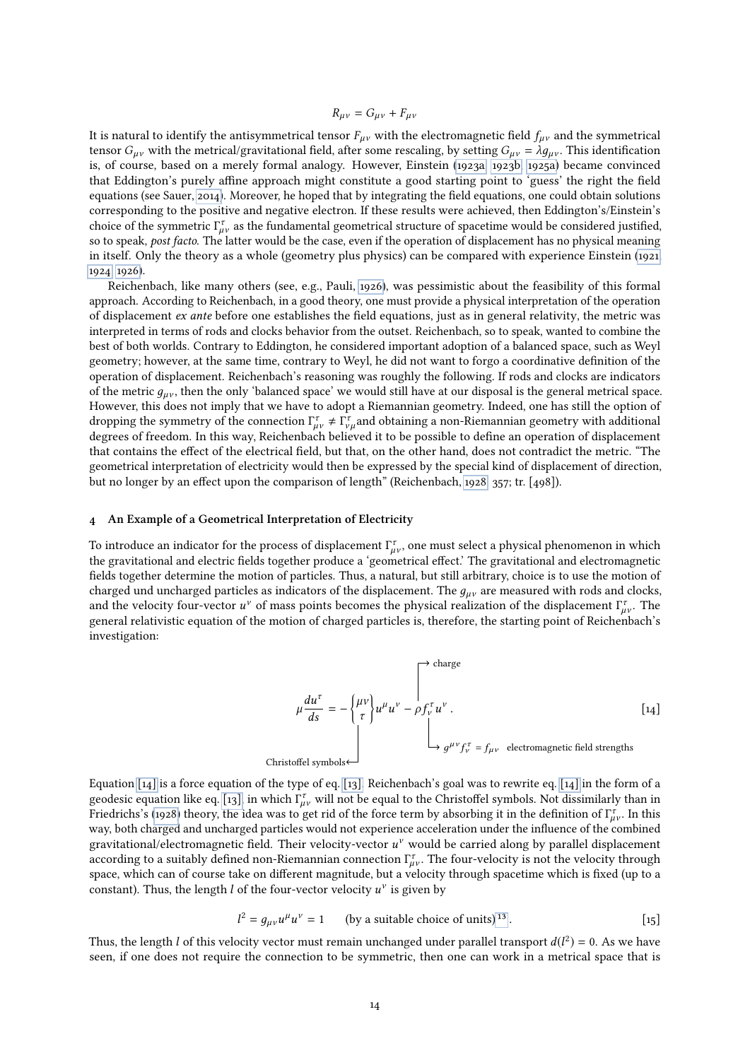$$R_{\mu\nu} = G_{\mu\nu} + F_{\mu\nu}$$

It is natural to identify the antisymmetrical tensor $F_{\mu\nu}$ with the electromagnetic field $f_{\mu\nu}$ and the symmetrical tensor $G_{\mu\nu}$ with the metrical/gravitational field, after some rescaling, by setting $G_{\mu\nu} = \lambda g_{\mu\nu}$. This identification is, of course, based on a merely formal analogy. However, Einstein (1923a; 1923b; 1925a) became convinced that Eddington's purely affine approach might constitute a good starting point to 'guess' the right the field equations (see Sauer, 2014). Moreover, he hoped that by integrating the field equations, one could obtain solutions corresponding to the positive and negative electron. If these results were achieved, then Eddington's/Einstein's choice of the symmetric $\Gamma^{\tau}_{\mu\nu}$ as the fundamental geometrical structure of spacetime would be considered justified, so to speak, *post facto*. The latter would be the case, even if the operation of displacement has no physical meaning in itself. Only the theory as a whole (geometry plus physics) can be compared with experience Einstein (1921; 1924; 1926).

Reichenbach, like many others (see, e.g., Pauli, 1926), was pessimistic about the feasibility of this formal approach. According to Reichenbach, in a good theory, one must provide a physical interpretation of the operation of displacement *ex ante* before one establishes the field equations, just as in general relativity, the metric was interpreted in terms of rods and clocks behavior from the outset. Reichenbach, so to speak, wanted to combine the best of both worlds. Contrary to Eddington, he considered important adoption of a balanced space, such as Weyl geometry; however, at the same time, contrary to Weyl, he did not want to forgo a coordinative definition of the operation of displacement. Reichenbach's reasoning was roughly the following. If rods and clocks are indicators of the metric $g_{\mu\nu}$, then the only 'balanced space' we would still have at our disposal is the general metrical space. However, this does not imply that we have to adopt a Riemannian geometry. Indeed, one has still the option of dropping the symmetry of the connection $\Gamma^{\tau}_{\mu\nu} \neq \Gamma^{\tau}_{\nu\mu}$ and obtaining a non-Riemannian geometry with additional degrees of freedom. In this way, Reichenbach believed it to be possible to define an operation of displacement that contains the effect of the electrical field, but that, on the other hand, does not contradict the metric. "The geometrical interpretation of electricity would then be expressed by the special kind of displacement of direction, but no longer by an effect upon the comparison of length" (Reichenbach, 1928, 357; tr. [498]).

## 4 An Example of a Geometrical Interpretation of Electricity

To introduce an indicator for the process of displacement $\Gamma^{\tau}_{\mu\nu}$, one must select a physical phenomenon in which the gravitational and electric fields together produce a 'geometrical effect.' The gravitational and electromagnetic fields together determine the motion of particles. Thus, a natural, but still arbitrary, choice is to use the motion of charged und uncharged particles as indicators of the displacement. The $g_{\mu\nu}$ are measured with rods and clocks, and the velocity four-vector $u^{\nu}$ of mass points becomes the physical realization of the displacement $\Gamma^{\tau}_{\mu\nu}$. The general relativistic equation of the motion of charged particles is, therefore, the starting point of Reichenbach's investigation:

$$\mu \frac{du^{\tau}}{ds} = -\begin{Bmatrix} \mu\nu \\ \tau \end{Bmatrix} u^{\mu}u^{\nu} - \rho f^{\tau}_{\nu} u^{\nu}. \qquad [14]$$

(Annotations: $\begin{Bmatrix} \mu\nu \\ \tau \end{Bmatrix}$ → Christoffel symbols; $\rho$ → charge; $g^{\mu\nu} f^{\tau}_{\nu} = f_{\mu\nu}$ electromagnetic field strengths)

Equation [14] is a force equation of the type of eq. [13]. Reichenbach's goal was to rewrite eq. [14] in the form of a geodesic equation like eq. [13], in which $\Gamma^{\tau}_{\mu\nu}$ will not be equal to the Christoffel symbols. Not dissimilarly than in Friedrichs's (1928) theory, the idea was to get rid of the force term by absorbing it in the definition of $\Gamma^{\tau}_{\mu\nu}$. In this way, both charged and uncharged particles would not experience acceleration under the influence of the combined gravitational/electromagnetic field. Their velocity-vector $u^{\nu}$ would be carried along by parallel displacement according to a suitably defined non-Riemannian connection $\Gamma^{\tau}_{\mu\nu}$. The four-velocity is not the velocity through space, which can of course take on different magnitude, but a velocity through spacetime which is fixed (up to a constant). Thus, the length $l$ of the four-vector velocity $u^{\nu}$ is given by

$$l^2 = g_{\mu\nu}u^{\mu}u^{\nu} = 1 \qquad \text{(by a suitable choice of units)[13]}. \qquad [15]$$

Thus, the length $l$ of this velocity vector must remain unchanged under parallel transport $d(l^2) = 0$. As we have seen, if one does not require the connection to be symmetric, then one can work in a metrical space that is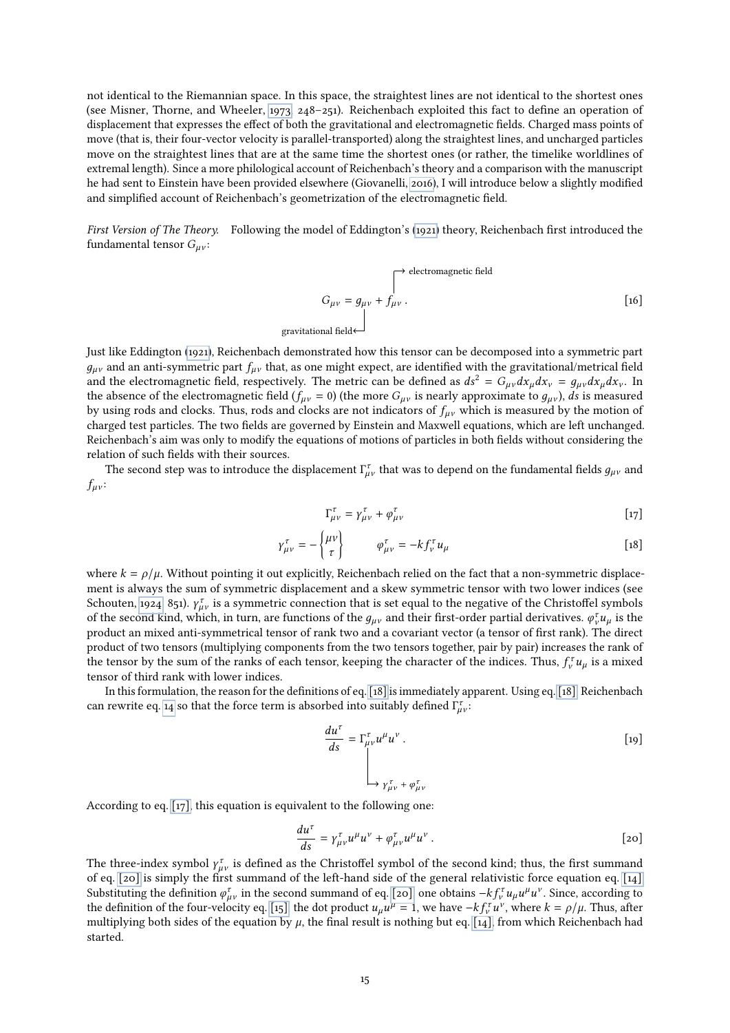not identical to the Riemannian space. In this space, the straightest lines are not identical to the shortest ones (see Misner, Thorne, and Wheeler, 1973, 248–251). Reichenbach exploited this fact to define an operation of displacement that expresses the effect of both the gravitational and electromagnetic fields. Charged mass points of move (that is, their four-vector velocity is parallel-transported) along the straightest lines, and uncharged particles move on the straightest lines that are at the same time the shortest ones (or rather, the timelike worldlines of extremal length). Since a more philological account of Reichenbach's theory and a comparison with the manuscript he had sent to Einstein have been provided elsewhere (Giovanelli, 2016), I will introduce below a slightly modified and simplified account of Reichenbach's geometrization of the electromagnetic field.

*First Version of The Theory.* Following the model of Eddington's (1921) theory, Reichenbach first introduced the fundamental tensor $G_{\mu\nu}$:

$$G_{\mu\nu} = \underbrace{g_{\mu\nu}}_{\text{gravitational field}} + \overbrace{f_{\mu\nu}}^{\text{electromagnetic field}} . \qquad [16]$$

Just like Eddington (1921), Reichenbach demonstrated how this tensor can be decomposed into a symmetric part $g_{\mu\nu}$ and an anti-symmetric part $f_{\mu\nu}$ that, as one might expect, are identified with the gravitational/metrical field and the electromagnetic field, respectively. The metric can be defined as $ds^2 = G_{\mu\nu}dx_\mu dx_\nu = g_{\mu\nu}dx_\mu dx_\nu$. In the absence of the electromagnetic field ($f_{\mu\nu} = 0$) (the more $G_{\mu\nu}$ is nearly approximate to $g_{\mu\nu}$), $ds$ is measured by using rods and clocks. Thus, rods and clocks are not indicators of $f_{\mu\nu}$ which is measured by the motion of charged test particles. The two fields are governed by Einstein and Maxwell equations, which are left unchanged. Reichenbach's aim was only to modify the equations of motions of particles in both fields without considering the relation of such fields with their sources.

The second step was to introduce the displacement $\Gamma^\tau_{\mu\nu}$ that was to depend on the fundamental fields $g_{\mu\nu}$ and $f_{\mu\nu}$:

$$\Gamma^\tau_{\mu\nu} = \gamma^\tau_{\mu\nu} + \varphi^\tau_{\mu\nu} \qquad [17]$$

$$\gamma^\tau_{\mu\nu} = -\begin{Bmatrix}\mu\nu\\ \tau\end{Bmatrix} \qquad \varphi^\tau_{\mu\nu} = -kf^\tau_\nu u_\mu \qquad [18]$$

where $k = \rho/\mu$. Without pointing it out explicitly, Reichenbach relied on the fact that a non-symmetric displacement is always the sum of symmetric displacement and a skew symmetric tensor with two lower indices (see Schouten, 1924, 851). $\gamma^\tau_{\mu\nu}$ is a symmetric connection that is set equal to the negative of the Christoffel symbols of the second kind, which, in turn, are functions of the $g_{\mu\nu}$ and their first-order partial derivatives. $\varphi^\tau_\nu u_\mu$ is the product an mixed anti-symmetrical tensor of rank two and a covariant vector (a tensor of first rank). The direct product of two tensors (multiplying components from the two tensors together, pair by pair) increases the rank of the tensor by the sum of the ranks of each tensor, keeping the character of the indices. Thus, $f^\tau_\nu u_\mu$ is a mixed tensor of third rank with lower indices.

In this formulation, the reason for the definitions of eq. [18] is immediately apparent. Using eq. [18] Reichenbach can rewrite eq. 14 so that the force term is absorbed into suitably defined $\Gamma^\tau_{\mu\nu}$:

$$\frac{du^\tau}{ds} = \underbrace{\Gamma^\tau_{\mu\nu}}_{\gamma^\tau_{\mu\nu} + \varphi^\tau_{\mu\nu}} u^\mu u^\nu . \qquad [19]$$

According to eq. [17], this equation is equivalent to the following one:

$$\frac{du^\tau}{ds} = \gamma^\tau_{\mu\nu}u^\mu u^\nu + \varphi^\tau_{\mu\nu}u^\mu u^\nu . \qquad [20]$$

The three-index symbol $\gamma^\tau_{\mu\nu}$ is defined as the Christoffel symbol of the second kind; thus, the first summand of eq. [20] is simply the first summand of the left-hand side of the general relativistic force equation eq. [14]. Substituting the definition $\varphi^\tau_{\mu\nu}$ in the second summand of eq. [20], one obtains $-kf^\tau_\nu u_\mu u^\mu u^\nu$. Since, according to the definition of the four-velocity eq. [15], the dot product $u_\mu u^\mu = 1$, we have $-kf^\tau_\nu u^\nu$, where $k = \rho/\mu$. Thus, after multiplying both sides of the equation by $\mu$, the final result is nothing but eq. [14], from which Reichenbach had started.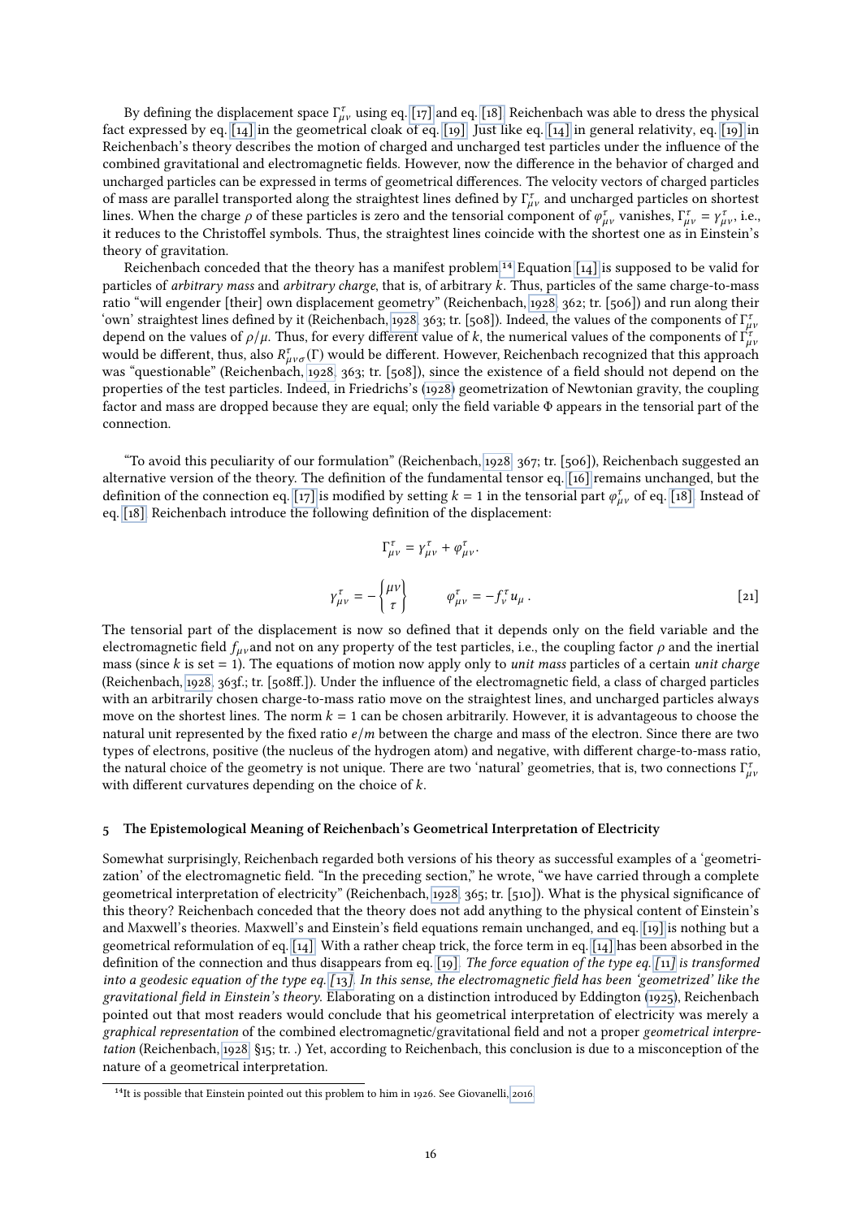By defining the displacement space $\Gamma^{\tau}_{\mu\nu}$ using eq. [17] and eq. [18], Reichenbach was able to dress the physical fact expressed by eq. [14] in the geometrical cloak of eq. [19]. Just like eq. [14] in general relativity, eq. [19] in Reichenbach's theory describes the motion of charged and uncharged test particles under the influence of the combined gravitational and electromagnetic fields. However, now the difference in the behavior of charged and uncharged particles can be expressed in terms of geometrical differences. The velocity vectors of charged particles of mass are parallel transported along the straightest lines defined by $\Gamma^{\tau}_{\mu\nu}$ and uncharged particles on shortest lines. When the charge $\rho$ of these particles is zero and the tensorial component of $\varphi^{\tau}_{\mu\nu}$ vanishes, $\Gamma^{\tau}_{\mu\nu} = \gamma^{\tau}_{\mu\nu}$, i.e., it reduces to the Christoffel symbols. Thus, the straightest lines coincide with the shortest one as in Einstein's theory of gravitation.

Reichenbach conceded that the theory has a manifest problem.[14] Equation [14] is supposed to be valid for particles of *arbitrary mass* and *arbitrary charge*, that is, of arbitrary $k$. Thus, particles of the same charge-to-mass ratio "will engender [their] own displacement geometry" (Reichenbach, 1928, 362; tr. [506]) and run along their 'own' straightest lines defined by it (Reichenbach, 1928, 363; tr. [508]). Indeed, the values of the components of $\Gamma^{\tau}_{\mu\nu}$ depend on the values of $\rho/\mu$. Thus, for every different value of $k$, the numerical values of the components of $\Gamma^{\tau}_{\mu\nu}$ would be different, thus, also $R^{\tau}_{\mu\nu\sigma}(\Gamma)$ would be different. However, Reichenbach recognized that this approach was "questionable" (Reichenbach, 1928, 363; tr. [508]), since the existence of a field should not depend on the properties of the test particles. Indeed, in Friedrichs's (1928) geometrization of Newtonian gravity, the coupling factor and mass are dropped because they are equal; only the field variable $\Phi$ appears in the tensorial part of the connection.

"To avoid this peculiarity of our formulation" (Reichenbach, 1928, 367; tr. [506]), Reichenbach suggested an alternative version of the theory. The definition of the fundamental tensor eq. [16] remains unchanged, but the definition of the connection eq. [17] is modified by setting $k = 1$ in the tensorial part $\varphi^{\tau}_{\mu\nu}$ of eq. [18]. Instead of eq. [18], Reichenbach introduce the following definition of the displacement:

$$\Gamma^{\tau}_{\mu\nu} = \gamma^{\tau}_{\mu\nu} + \varphi^{\tau}_{\mu\nu}.$$

$$\gamma^{\tau}_{\mu\nu} = -\begin{Bmatrix} \mu\nu \\ \tau \end{Bmatrix} \qquad \varphi^{\tau}_{\mu\nu} = -f^{\tau}_{\nu} u_{\mu}\,. \tag{21}$$

The tensorial part of the displacement is now so defined that it depends only on the field variable and the electromagnetic field $f_{\mu\nu}$ and not on any property of the test particles, i.e., the coupling factor $\rho$ and the inertial mass (since $k$ is set = 1). The equations of motion now apply only to *unit mass* particles of a certain *unit charge* (Reichenbach, 1928, 363f.; tr. [508ff.]). Under the influence of the electromagnetic field, a class of charged particles with an arbitrarily chosen charge-to-mass ratio move on the straightest lines, and uncharged particles always move on the shortest lines. The norm $k = 1$ can be chosen arbitrarily. However, it is advantageous to choose the natural unit represented by the fixed ratio $e/m$ between the charge and mass of the electron. Since there are two types of electrons, positive (the nucleus of the hydrogen atom) and negative, with different charge-to-mass ratio, the natural choice of the geometry is not unique. There are two 'natural' geometries, that is, two connections $\Gamma^{\tau}_{\mu\nu}$ with different curvatures depending on the choice of $k$.

## 5 The Epistemological Meaning of Reichenbach's Geometrical Interpretation of Electricity

Somewhat surprisingly, Reichenbach regarded both versions of his theory as successful examples of a 'geometrization' of the electromagnetic field. "In the preceding section," he wrote, "we have carried through a complete geometrical interpretation of electricity" (Reichenbach, 1928, 365; tr. [510]). What is the physical significance of this theory? Reichenbach conceded that the theory does not add anything to the physical content of Einstein's and Maxwell's theories. Maxwell's and Einstein's field equations remain unchanged, and eq. [19] is nothing but a geometrical reformulation of eq. [14]. With a rather cheap trick, the force term in eq. [14] has been absorbed in the definition of the connection and thus disappears from eq. [19]. *The force equation of the type eq. [11] is transformed into a geodesic equation of the type eq. [13]. In this sense, the electromagnetic field has been 'geometrized' like the gravitational field in Einstein's theory.* Elaborating on a distinction introduced by Eddington (1925), Reichenbach pointed out that most readers would conclude that his geometrical interpretation of electricity was merely a *graphical representation* of the combined electromagnetic/gravitational field and not a proper *geometrical interpretation* (Reichenbach, 1928, §15; tr. .) Yet, according to Reichenbach, this conclusion is due to a misconception of the nature of a geometrical interpretation.

[14] It is possible that Einstein pointed out this problem to him in 1926. See Giovanelli, 2016.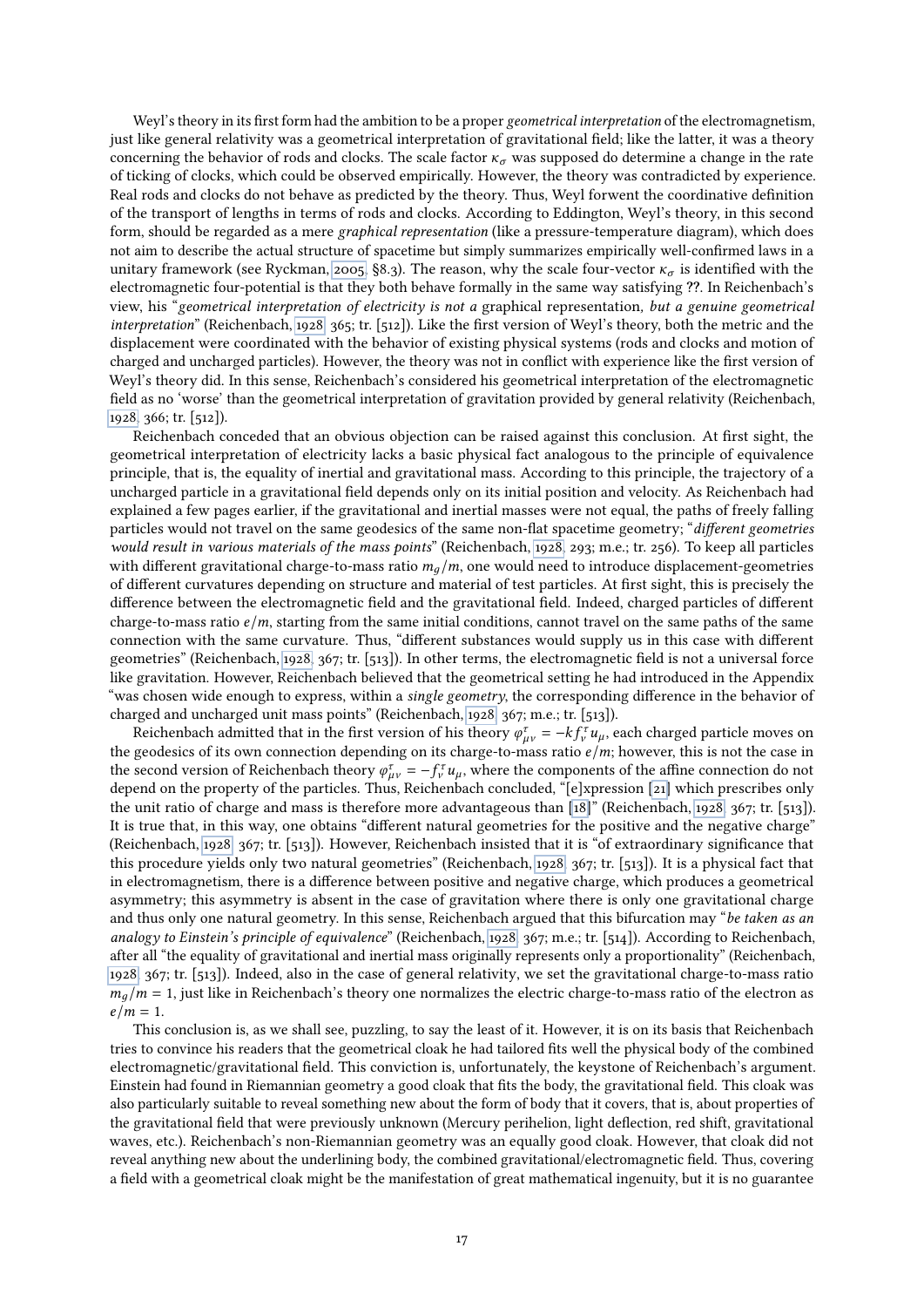Weyl's theory in its first form had the ambition to be a proper *geometrical interpretation* of the electromagnetism, just like general relativity was a geometrical interpretation of gravitational field; like the latter, it was a theory concerning the behavior of rods and clocks. The scale factor $\kappa_\sigma$ was supposed do determine a change in the rate of ticking of clocks, which could be observed empirically. However, the theory was contradicted by experience. Real rods and clocks do not behave as predicted by the theory. Thus, Weyl forwent the coordinative definition of the transport of lengths in terms of rods and clocks. According to Eddington, Weyl's theory, in this second form, should be regarded as a mere *graphical representation* (like a pressure-temperature diagram), which does not aim to describe the actual structure of spacetime but simply summarizes empirically well-confirmed laws in a unitary framework (see Ryckman, 2005, §8.3). The reason, why the scale four-vector $\kappa_\sigma$ is identified with the electromagnetic four-potential is that they both behave formally in the same way satisfying ??. In Reichenbach's view, his "*geometrical interpretation of electricity is not a* graphical representation*, but a genuine geometrical interpretation*" (Reichenbach, 1928, 365; tr. [512]). Like the first version of Weyl's theory, both the metric and the displacement were coordinated with the behavior of existing physical systems (rods and clocks and motion of charged and uncharged particles). However, the theory was not in conflict with experience like the first version of Weyl's theory did. In this sense, Reichenbach's considered his geometrical interpretation of the electromagnetic field as no 'worse' than the geometrical interpretation of gravitation provided by general relativity (Reichenbach, 1928, 366; tr. [512]).

Reichenbach conceded that an obvious objection can be raised against this conclusion. At first sight, the geometrical interpretation of electricity lacks a basic physical fact analogous to the principle of equivalence principle, that is, the equality of inertial and gravitational mass. According to this principle, the trajectory of a uncharged particle in a gravitational field depends only on its initial position and velocity. As Reichenbach had explained a few pages earlier, if the gravitational and inertial masses were not equal, the paths of freely falling particles would not travel on the same geodesics of the same non-flat spacetime geometry; "*different geometries would result in various materials of the mass points*" (Reichenbach, 1928, 293; m.e.; tr. 256). To keep all particles with different gravitational charge-to-mass ratio $m_g/m$, one would need to introduce displacement-geometries of different curvatures depending on structure and material of test particles. At first sight, this is precisely the difference between the electromagnetic field and the gravitational field. Indeed, charged particles of different charge-to-mass ratio $e/m$, starting from the same initial conditions, cannot travel on the same paths of the same connection with the same curvature. Thus, "different substances would supply us in this case with different geometries" (Reichenbach, 1928, 367; tr. [513]). In other terms, the electromagnetic field is not a universal force like gravitation. However, Reichenbach believed that the geometrical setting he had introduced in the Appendix "was chosen wide enough to express, within a *single geometry*, the corresponding difference in the behavior of charged and uncharged unit mass points" (Reichenbach, 1928, 367; m.e.; tr. [513]).

Reichenbach admitted that in the first version of his theory $\varphi^\tau_{\mu\nu} = -kf^\tau_\nu u_\mu$, each charged particle moves on the geodesics of its own connection depending on its charge-to-mass ratio $e/m$; however, this is not the case in the second version of Reichenbach theory $\varphi^\tau_{\mu\nu} = -f^\tau_\nu u_\mu$, where the components of the affine connection do not depend on the property of the particles. Thus, Reichenbach concluded, "[e]xpression [21] which prescribes only the unit ratio of charge and mass is therefore more advantageous than [18]" (Reichenbach, 1928, 367; tr. [513]). It is true that, in this way, one obtains "different natural geometries for the positive and the negative charge" (Reichenbach, 1928, 367; tr. [513]). However, Reichenbach insisted that it is "of extraordinary significance that this procedure yields only two natural geometries" (Reichenbach, 1928, 367; tr. [513]). It is a physical fact that in electromagnetism, there is a difference between positive and negative charge, which produces a geometrical asymmetry; this asymmetry is absent in the case of gravitation where there is only one gravitational charge and thus only one natural geometry. In this sense, Reichenbach argued that this bifurcation may "*be taken as an analogy to Einstein's principle of equivalence*" (Reichenbach, 1928, 367; m.e.; tr. [514]). According to Reichenbach, after all "the equality of gravitational and inertial mass originally represents only a proportionality" (Reichenbach, 1928, 367; tr. [513]). Indeed, also in the case of general relativity, we set the gravitational charge-to-mass ratio $m_g/m = 1$, just like in Reichenbach's theory one normalizes the electric charge-to-mass ratio of the electron as $e/m = 1$.

This conclusion is, as we shall see, puzzling, to say the least of it. However, it is on its basis that Reichenbach tries to convince his readers that the geometrical cloak he had tailored fits well the physical body of the combined electromagnetic/gravitational field. This conviction is, unfortunately, the keystone of Reichenbach's argument. Einstein had found in Riemannian geometry a good cloak that fits the body, the gravitational field. This cloak was also particularly suitable to reveal something new about the form of body that it covers, that is, about properties of the gravitational field that were previously unknown (Mercury perihelion, light deflection, red shift, gravitational waves, etc.). Reichenbach's non-Riemannian geometry was an equally good cloak. However, that cloak did not reveal anything new about the underlining body, the combined gravitational/electromagnetic field. Thus, covering a field with a geometrical cloak might be the manifestation of great mathematical ingenuity, but it is no guarantee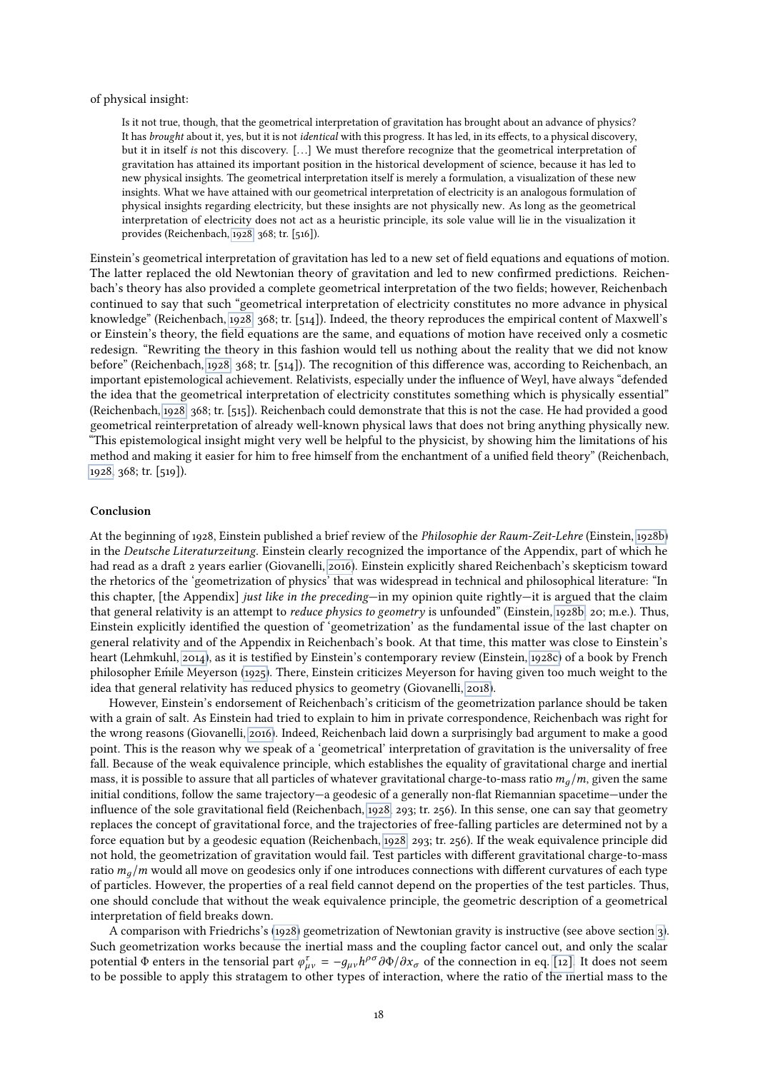of physical insight:

> Is it not true, though, that the geometrical interpretation of gravitation has brought about an advance of physics? It has *brought* about it, yes, but it is not *identical* with this progress. It has led, in its effects, to a physical discovery, but it in itself *is* not this discovery. […] We must therefore recognize that the geometrical interpretation of gravitation has attained its important position in the historical development of science, because it has led to new physical insights. The geometrical interpretation itself is merely a formulation, a visualization of these new insights. What we have attained with our geometrical interpretation of electricity is an analogous formulation of physical insights regarding electricity, but these insights are not physically new. As long as the geometrical interpretation of electricity does not act as a heuristic principle, its sole value will lie in the visualization it provides (Reichenbach, 1928, 368; tr. [516]).

Einstein's geometrical interpretation of gravitation has led to a new set of field equations and equations of motion. The latter replaced the old Newtonian theory of gravitation and led to new confirmed predictions. Reichenbach's theory has also provided a complete geometrical interpretation of the two fields; however, Reichenbach continued to say that such "geometrical interpretation of electricity constitutes no more advance in physical knowledge" (Reichenbach, 1928, 368; tr. [514]). Indeed, the theory reproduces the empirical content of Maxwell's or Einstein's theory, the field equations are the same, and equations of motion have received only a cosmetic redesign. "Rewriting the theory in this fashion would tell us nothing about the reality that we did not know before" (Reichenbach, 1928, 368; tr. [514]). The recognition of this difference was, according to Reichenbach, an important epistemological achievement. Relativists, especially under the influence of Weyl, have always "defended the idea that the geometrical interpretation of electricity constitutes something which is physically essential" (Reichenbach, 1928, 368; tr. [515]). Reichenbach could demonstrate that this is not the case. He had provided a good geometrical reinterpretation of already well-known physical laws that does not bring anything physically new. "This epistemological insight might very well be helpful to the physicist, by showing him the limitations of his method and making it easier for him to free himself from the enchantment of a unified field theory" (Reichenbach, 1928, 368; tr. [519]).

#### Conclusion

At the beginning of 1928, Einstein published a brief review of the *Philosophie der Raum-Zeit-Lehre* (Einstein, 1928b) in the *Deutsche Literaturzeitung*. Einstein clearly recognized the importance of the Appendix, part of which he had read as a draft 2 years earlier (Giovanelli, 2016). Einstein explicitly shared Reichenbach's skepticism toward the rhetorics of the 'geometrization of physics' that was widespread in technical and philosophical literature: "In this chapter, [the Appendix] *just like in the preceding*—in my opinion quite rightly—it is argued that the claim that general relativity is an attempt to *reduce physics to geometry* is unfounded" (Einstein, 1928b, 20; m.e.). Thus, Einstein explicitly identified the question of 'geometrization' as the fundamental issue of the last chapter on general relativity and of the Appendix in Reichenbach's book. At that time, this matter was close to Einstein's heart (Lehmkuhl, 2014), as it is testified by Einstein's contemporary review (Einstein, 1928c) of a book by French philosopher Emile Meyerson (1925). There, Einstein criticizes Meyerson for having given too much weight to the idea that general relativity has reduced physics to geometry (Giovanelli, 2018).

However, Einstein's endorsement of Reichenbach's criticism of the geometrization parlance should be taken with a grain of salt. As Einstein had tried to explain to him in private correspondence, Reichenbach was right for the wrong reasons (Giovanelli, 2016). Indeed, Reichenbach laid down a surprisingly bad argument to make a good point. This is the reason why we speak of a 'geometrical' interpretation of gravitation is the universality of free fall. Because of the weak equivalence principle, which establishes the equality of gravitational charge and inertial mass, it is possible to assure that all particles of whatever gravitational charge-to-mass ratio $m_g/m$, given the same initial conditions, follow the same trajectory—a geodesic of a generally non-flat Riemannian spacetime—under the influence of the sole gravitational field (Reichenbach, 1928, 293; tr. 256). In this sense, one can say that geometry replaces the concept of gravitational force, and the trajectories of free-falling particles are determined not by a force equation but by a geodesic equation (Reichenbach, 1928, 293; tr. 256). If the weak equivalence principle did not hold, the geometrization of gravitation would fail. Test particles with different gravitational charge-to-mass ratio $m_g/m$ would all move on geodesics only if one introduces connections with different curvatures of each type of particles. However, the properties of a real field cannot depend on the properties of the test particles. Thus, one should conclude that without the weak equivalence principle, the geometric description of a geometrical interpretation of field breaks down.

A comparison with Friedrichs's (1928) geometrization of Newtonian gravity is instructive (see above section 3). Such geometrization works because the inertial mass and the coupling factor cancel out, and only the scalar potential $\Phi$ enters in the tensorial part $\varphi^{\tau}_{\mu\nu} = -g_{\mu\nu}h^{\rho\sigma}\partial\Phi/\partial x_{\sigma}$ of the connection in eq. [12]. It does not seem to be possible to apply this stratagem to other types of interaction, where the ratio of the inertial mass to the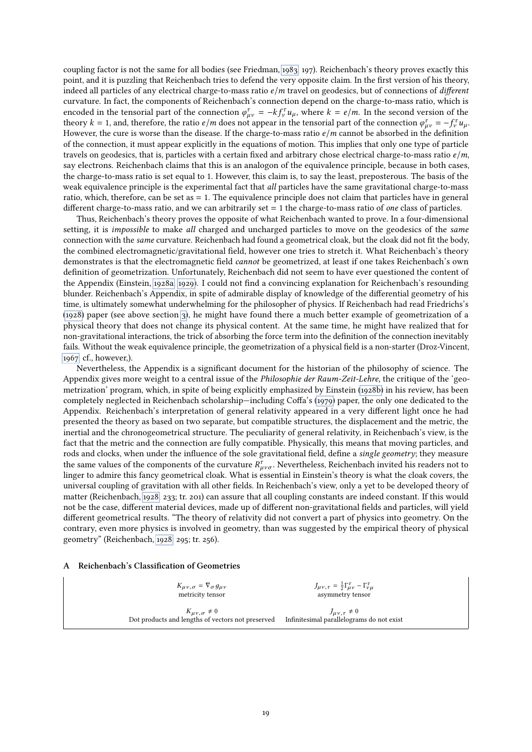coupling factor is not the same for all bodies (see Friedman, 1983, 197). Reichenbach's theory proves exactly this point, and it is puzzling that Reichenbach tries to defend the very opposite claim. In the first version of his theory, indeed all particles of any electrical charge-to-mass ratio $e/m$ travel on geodesics, but of connections of *different* curvature. In fact, the components of Reichenbach's connection depend on the charge-to-mass ratio, which is encoded in the tensorial part of the connection $\varphi^{\tau}_{\mu\nu} = -kf^{\tau}_{\nu}u_{\mu}$, where $k = e/m$. In the second version of the theory $k = 1$, and, therefore, the ratio $e/m$ does not appear in the tensorial part of the connection $\varphi^{\tau}_{\mu\nu} = -f^{\tau}_{\nu}u_{\mu}$. However, the cure is worse than the disease. If the charge-to-mass ratio $e/m$ cannot be absorbed in the definition of the connection, it must appear explicitly in the equations of motion. This implies that only one type of particle travels on geodesics, that is, particles with a certain fixed and arbitrary chose electrical charge-to-mass ratio $e/m$, say electrons. Reichenbach claims that this is an analogon of the equivalence principle, because in both cases, the charge-to-mass ratio is set equal to 1. However, this claim is, to say the least, preposterous. The basis of the weak equivalence principle is the experimental fact that *all* particles have the same gravitational charge-to-mass ratio, which, therefore, can be set as = 1. The equivalence principle does not claim that particles have in general different charge-to-mass ratio, and we can arbitrarily set = 1 the charge-to-mass ratio of *one* class of particles.

Thus, Reichenbach's theory proves the opposite of what Reichenbach wanted to prove. In a four-dimensional setting, it is *impossible* to make *all* charged and uncharged particles to move on the geodesics of the *same* connection with the *same* curvature. Reichenbach had found a geometrical cloak, but the cloak did not fit the body, the combined electromagnetic/gravitational field, however one tries to stretch it. What Reichenbach's theory demonstrates is that the electromagnetic field *cannot* be geometrized, at least if one takes Reichenbach's own definition of geometrization. Unfortunately, Reichenbach did not seem to have ever questioned the content of the Appendix (Einstein, 1928a, 1929). I could not find a convincing explanation for Reichenbach's resounding blunder. Reichenbach's Appendix, in spite of admirable display of knowledge of the differential geometry of his time, is ultimately somewhat underwhelming for the philosopher of physics. If Reichenbach had read Friedrichs's (1928) paper (see above section 3), he might have found there a much better example of geometrization of a physical theory that does not change its physical content. At the same time, he might have realized that for non-gravitational interactions, the trick of absorbing the force term into the definition of the connection inevitably fails. Without the weak equivalence principle, the geometrization of a physical field is a non-starter (Droz-Vincent, 1967, cf., however,).

Nevertheless, the Appendix is a significant document for the historian of the philosophy of science. The Appendix gives more weight to a central issue of the *Philosophie der Raum-Zeit-Lehre*, the critique of the 'geometrization' program, which, in spite of being explicitly emphasized by Einstein (1928b) in his review, has been completely neglected in Reichenbach scholarship—including Coffa's (1979) paper, the only one dedicated to the Appendix. Reichenbach's interpretation of general relativity appeared in a very different light once he had presented the theory as based on two separate, but compatible structures, the displacement and the metric, the inertial and the chronogeometrical structure. The peculiarity of general relativity, in Reichenbach's view, is the fact that the metric and the connection are fully compatible. Physically, this means that moving particles, and rods and clocks, when under the influence of the sole gravitational field, define a *single geometry*; they measure the same values of the components of the curvature $R^{\tau}_{\mu\nu\sigma}$. Nevertheless, Reichenbach invited his readers not to linger to admire this fancy geometrical cloak. What is essential in Einstein's theory is what the cloak covers, the universal coupling of gravitation with all other fields. In Reichenbach's view, only a yet to be developed theory of matter (Reichenbach, 1928, 233; tr. 201) can assure that all coupling constants are indeed constant. If this would not be the case, different material devices, made up of different non-gravitational fields and particles, will yield different geometrical results. "The theory of relativity did not convert a part of physics into geometry. On the contrary, even more physics is involved in geometry, than was suggested by the empirical theory of physical geometry" (Reichenbach, 1928, 295; tr. 256).

## A Reichenbach's Classification of Geometries

| $K_{\mu\nu,\sigma} = \nabla_{\sigma} g_{\mu\nu}$<br>metricity tensor | $J_{\mu\nu,\tau} = \frac{1}{2}\Gamma^{\tau}_{\mu\nu} - \Gamma^{\tau}_{\nu\mu}$<br>asymmetry tensor |
|---|---|
| $K_{\mu\nu,\sigma} \neq 0$<br>Dot products and lengths of vectors not preserved | $J_{\mu\nu,\tau} \neq 0$<br>Infinitesimal parallelograms do not exist |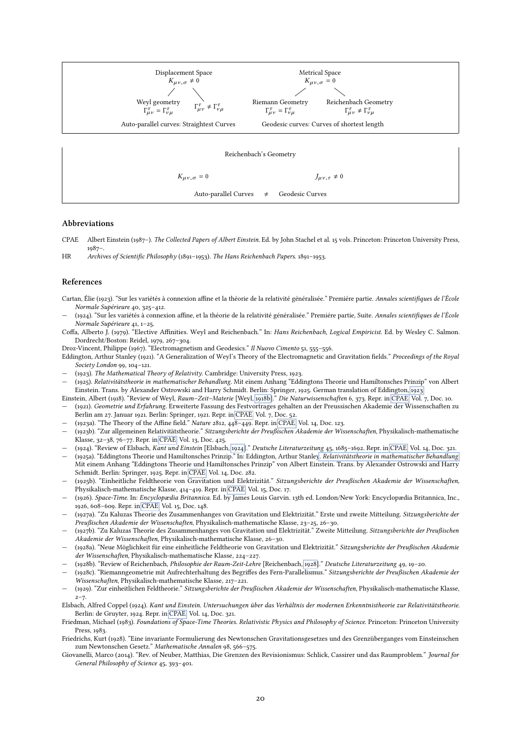| Displacement Space $K_{\mu\nu,\sigma} \neq 0$ | | Metrical Space $K_{\mu\nu,\sigma} = 0$ | |
|---|---|---|---|
| Weyl geometry $\Gamma^{\tau}_{\mu\nu} = \Gamma^{\tau}_{\nu\mu}$ | $\Gamma^{\tau}_{\mu\nu} \neq \Gamma^{\tau}_{\nu\mu}$ | Riemann Geometry $\Gamma^{\tau}_{\mu\nu} = \Gamma^{\tau}_{\nu\mu}$ | Reichenbach Geometry $\Gamma^{\tau}_{\mu\nu} \neq \Gamma^{\tau}_{\nu\mu}$ |
| Auto-parallel curves: Straightest Curves | | Geodesic curves: Curves of shortest length | |

| Reichenbach's Geometry | | |
|---|---|---|
| $K_{\mu\nu,\sigma} = 0$ | | $J_{\mu\nu,\tau} \neq 0$ |
| Auto-parallel Curves | $\neq$ | Geodesic Curves |

## Abbreviations

CPAE Albert Einstein (1987–). *The Collected Papers of Albert Einstein*. Ed. by John Stachel et al. 15 vols. Princeton: Princeton University Press, 1987–.

HR *Archives of Scientific Philosophy* (1891–1953). *The Hans Reichenbach Papers*. 1891–1953.

## References

Cartan, Élie (1923). "Sur les variétés à connexion affine et la théorie de la relativité généralisée." Premiére partie. *Annales scientifiques de l'École Normale Supérieure* 40, 325–412.

— (1924). "Sur les variétés à connexion affine, et la théorie de la relativité généralisée." Premiére partie, Suite. *Annales scientifiques de l'École Normale Supérieure* 41, 1–25.

Coffa, Alberto J. (1979). "Elective Affinities. Weyl and Reichenbach." In: *Hans Reichenbach, Logical Empiricist*. Ed. by Wesley C. Salmon. Dordrecht/Boston: Reidel, 1979, 267–304.

Droz-Vincent, Philippe (1967). "Electromagnetism and Geodesics." *Il Nuovo Cimento* 51, 555–556.

Eddington, Arthur Stanley (1921). "A Generalization of Weyl's Theory of the Electromagnetic and Gravitation fields." *Proceedings of the Royal Society London* 99, 104–121.

— (1923). *The Mathematical Theory of Relativity*. Cambridge: University Press, 1923.

— (1925). *Relativitätstheorie in mathematischer Behandlung*. Mit einem Anhang "Eddingtons Theorie und Hamiltonsches Prinzip" von Albert Einstein. Trans. by Alexander Ostrowski and Harry Schmidt. Berlin: Springer, 1925. German translation of Eddington, 1923.

Einstein, Albert (1918). "Review of Weyl, *Raum–Zeit–Materie* [Weyl, 1918b]." *Die Naturwissenschaften* 6, 373. Repr. in CPAE, Vol. 7, Doc. 10.

— (1921). *Geometrie und Erfahrung*. Erweiterte Fassung des Festvortrages gehalten an der Preussischen Akademie der Wissenschaften zu Berlin am 27. Januar 1921. Berlin: Springer, 1921. Repr. in CPAE, Vol. 7, Doc. 52.

— (1923a). "The Theory of the Affine field." *Nature* 2812, 448–449. Repr. in CPAE, Vol. 14, Doc. 123.

— (1923b). "Zur allgemeinen Relativitätstheorie." *Sitzungsberichte der Preußischen Akademie der Wissenschaften*, Physikalisch-mathematische Klasse, 32–38, 76–77. Repr. in CPAE, Vol. 13, Doc. 425.

— (1924). "Review of Elsbach, *Kant und Einstein* [Elsbach, 1924]." *Deutsche Literaturzeitung* 45, 1685–1692. Repr. in CPAE, Vol. 14, Doc. 321.

— (1925a). "Eddingtons Theorie und Hamiltonsches Prinzip." In: Eddington, Arthur Stanley. *Relativitätstheorie in mathematischer Behandlung*. Mit einem Anhang "Eddingtons Theorie und Hamiltonsches Prinzip" von Albert Einstein. Trans. by Alexander Ostrowski and Harry Schmidt. Berlin: Springer, 1925. Repr. in CPAE, Vol. 14, Doc. 282.

— (1925b). "Einheitliche Feldtheorie von Gravitation und Elektrizität." *Sitzungsberichte der Preußischen Akademie der Wissenschaften*, Physikalisch-mathematische Klasse, 414–419. Repr. in CPAE, Vol. 15, Doc. 17.

— (1926). *Space-Time*. In: *Encyclopædia Britannica*. Ed. by James Louis Garvin. 13th ed. London/New York: Encyclopædia Britannica, Inc., 1926, 608–609. Repr. in CPAE, Vol. 15, Doc. 148.

— (1927a). "Zu Kaluzas Theorie des Zusammenhanges von Gravitation und Elektrizität." Erste und zweite Mitteilung. *Sitzungsberichte der Preußischen Akademie der Wissenschaften*, Physikalisch-mathematische Klasse, 23–25, 26–30.

— (1927b). "Zu Kaluzas Theorie des Zusammenhanges von Gravitation und Elektrizität." Zweite Mitteilung. *Sitzungsberichte der Preußischen Akademie der Wissenschaften*, Physikalisch-mathematische Klasse, 26–30.

— (1928a). "Neue Möglichkeit für eine einheitliche Feldtheorie von Gravitation und Elektrizität." *Sitzungsberichte der Preußischen Akademie der Wissenschaften*, Physikalisch-mathematische Klasse, 224–227.

— (1928b). "Review of Reichenbach, *Philosophie der Raum-Zeit-Lehre* [Reichenbach, 1928]." *Deutsche Literaturzeitung* 49, 19–20.

— (1928c). "Riemanngeometrie mit Aufrechterhaltung des Begriffes des Fern-Parallelismus." *Sitzungsberichte der Preußischen Akademie der Wissenschaften*, Physikalisch-mathematische Klasse, 217–221.

— (1929). "Zur einheitlichen Feldtheorie." *Sitzungsberichte der Preußischen Akademie der Wissenschaften*, Physikalisch-mathematische Klasse, 2–7.

Elsbach, Alfred Coppel (1924). *Kant und Einstein. Untersuchungen über das Verhältnis der modernen Erkenntnistheorie zur Relativitätstheorie*. Berlin: de Gruyter, 1924. Repr. in CPAE, Vol. 14, Doc. 321.

Friedman, Michael (1983). *Foundations of Space-Time Theories. Relativistic Physics and Philosophy of Science*. Princeton: Princeton University Press, 1983.

Friedrichs, Kurt (1928). "Eine invariante Formulierung des Newtonschen Gravitationsgesetzes und des Grenzüberganges vom Einsteinschen zum Newtonschen Gesetz." *Mathematische Annalen* 98, 566–575.

Giovanelli, Marco (2014). "Rev. of Neuber, Matthias, Die Grenzen des Revisionismus: Schlick, Cassirer und das Raumproblem." *Journal for General Philosophy of Science* 45, 393–401.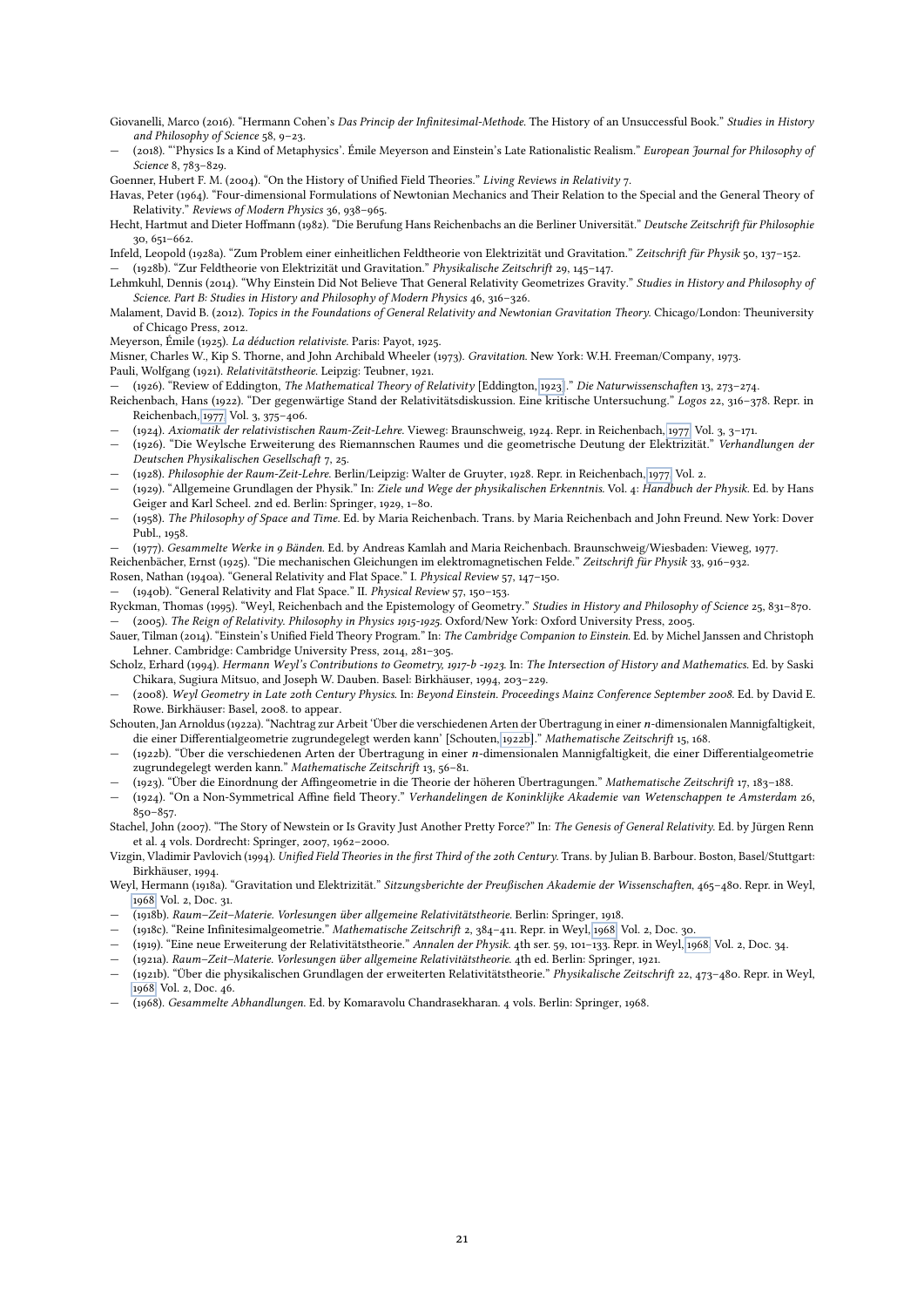Giovanelli, Marco (2016). “Hermann Cohen’s *Das Princip der Infinitesimal-Methode*. The History of an Unsuccessful Book.” *Studies in History and Philosophy of Science* 58, 9–23.

— (2018). “‘Physics Is a Kind of Metaphysics’. Émile Meyerson and Einstein’s Late Rationalistic Realism.” *European Journal for Philosophy of Science* 8, 783–829.

Goenner, Hubert F. M. (2004). “On the History of Unified Field Theories.” *Living Reviews in Relativity* 7.

Havas, Peter (1964). “Four-dimensional Formulations of Newtonian Mechanics and Their Relation to the Special and the General Theory of Relativity.” *Reviews of Modern Physics* 36, 938–965.

Hecht, Hartmut and Dieter Hoffmann (1982). “Die Berufung Hans Reichenbachs an die Berliner Universität.” *Deutsche Zeitschrift für Philosophie* 30, 651–662.

Infeld, Leopold (1928a). “Zum Problem einer einheitlichen Feldtheorie von Elektrizität und Gravitation.” *Zeitschrift für Physik* 50, 137–152.

— (1928b). “Zur Feldtheorie von Elektrizität und Gravitation.” *Physikalische Zeitschrift* 29, 145–147.

Lehmkuhl, Dennis (2014). “Why Einstein Did Not Believe That General Relativity Geometrizes Gravity.” *Studies in History and Philosophy of Science. Part B: Studies in History and Philosophy of Modern Physics* 46, 316–326.

Malament, David B. (2012). *Topics in the Foundations of General Relativity and Newtonian Gravitation Theory*. Chicago/London: Theuniversity of Chicago Press, 2012.

Meyerson, Émile (1925). *La déduction relativiste*. Paris: Payot, 1925.

Misner, Charles W., Kip S. Thorne, and John Archibald Wheeler (1973). *Gravitation*. New York: W.H. Freeman/Company, 1973.

Pauli, Wolfgang (1921). *Relativitätstheorie*. Leipzig: Teubner, 1921.

— (1926). “Review of Eddington, *The Mathematical Theory of Relativity* [Eddington, 1923].” *Die Naturwissenschaften* 13, 273–274.

Reichenbach, Hans (1922). “Der gegenwärtige Stand der Relativitätsdiskussion. Eine kritische Untersuchung.” *Logos* 22, 316–378. Repr. in Reichenbach, 1977, Vol. 3, 375–406.

— (1924). *Axiomatik der relativistischen Raum-Zeit-Lehre*. Vieweg: Braunschweig, 1924. Repr. in Reichenbach, 1977, Vol. 3, 3–171.

— (1926). “Die Weylsche Erweiterung des Riemannschen Raumes und die geometrische Deutung der Elektrizität.” *Verhandlungen der Deutschen Physikalischen Gesellschaft* 7, 25.

— (1928). *Philosophie der Raum-Zeit-Lehre*. Berlin/Leipzig: Walter de Gruyter, 1928. Repr. in Reichenbach, 1977, Vol. 2.

— (1929). “Allgemeine Grundlagen der Physik.” In: *Ziele und Wege der physikalischen Erkenntnis*. Vol. 4: *Handbuch der Physik*. Ed. by Hans Geiger and Karl Scheel. 2nd ed. Berlin: Springer, 1929, 1–80.

— (1958). *The Philosophy of Space and Time*. Ed. by Maria Reichenbach. Trans. by Maria Reichenbach and John Freund. New York: Dover Publ., 1958.

— (1977). *Gesammelte Werke in 9 Bänden*. Ed. by Andreas Kamlah and Maria Reichenbach. Braunschweig/Wiesbaden: Vieweg, 1977.

Reichenbächer, Ernst (1925). “Die mechanischen Gleichungen im elektromagnetischen Felde.” *Zeitschrift für Physik* 33, 916–932.

Rosen, Nathan (1940a). “General Relativity and Flat Space.” I. *Physical Review* 57, 147–150.

— (1940b). “General Relativity and Flat Space.” II. *Physical Review* 57, 150–153.

Ryckman, Thomas (1995). “Weyl, Reichenbach and the Epistemology of Geometry.” *Studies in History and Philosophy of Science* 25, 831–870.

— (2005). *The Reign of Relativity. Philosophy in Physics 1915-1925*. Oxford/New York: Oxford University Press, 2005.

Sauer, Tilman (2014). “Einstein’s Unified Field Theory Program.” In: *The Cambridge Companion to Einstein*. Ed. by Michel Janssen and Christoph Lehner. Cambridge: Cambridge University Press, 2014, 281–305.

Scholz, Erhard (1994). *Hermann Weyl’s Contributions to Geometry, 1917-b -1923*. In: *The Intersection of History and Mathematics*. Ed. by Saski Chikara, Sugiura Mitsuo, and Joseph W. Dauben. Basel: Birkhäuser, 1994, 203–229.

— (2008). *Weyl Geometry in Late 20th Century Physics*. In: *Beyond Einstein. Proceedings Mainz Conference September 2008*. Ed. by David E. Rowe. Birkhäuser: Basel, 2008. to appear.

Schouten, Jan Arnoldus (1922a). “Nachtrag zur Arbeit ‘Über die verschiedenen Arten der Übertragung in einer *n*-dimensionalen Mannigfaltigkeit, die einer Differentialgeometrie zugrundegelegt werden kann’ [Schouten, 1922b].” *Mathematische Zeitschrift* 15, 168.

— (1922b). “Über die verschiedenen Arten der Übertragung in einer *n*-dimensionalen Mannigfaltigkeit, die einer Differentialgeometrie zugrundegelegt werden kann.” *Mathematische Zeitschrift* 13, 56–81.

— (1923). “Über die Einordnung der Affingeometrie in die Theorie der höheren Übertragungen.” *Mathematische Zeitschrift* 17, 183–188.

— (1924). “On a Non-Symmetrical Affine field Theory.” *Verhandelingen de Koninklijke Akademie van Wetenschappen te Amsterdam* 26, 850–857.

Stachel, John (2007). “The Story of Newstein or Is Gravity Just Another Pretty Force?” In: *The Genesis of General Relativity*. Ed. by Jürgen Renn et al. 4 vols. Dordrecht: Springer, 2007, 1962–2000.

Vizgin, Vladimir Pavlovich (1994). *Unified Field Theories in the first Third of the 20th Century*. Trans. by Julian B. Barbour. Boston, Basel/Stuttgart: Birkhäuser, 1994.

Weyl, Hermann (1918a). “Gravitation und Elektrizität.” *Sitzungsberichte der Preußischen Akademie der Wissenschaften*, 465–480. Repr. in Weyl, 1968, Vol. 2, Doc. 31.

— (1918b). *Raum–Zeit–Materie. Vorlesungen über allgemeine Relativitätstheorie*. Berlin: Springer, 1918.

— (1918c). “Reine Infinitesimalgeometrie.” *Mathematische Zeitschrift* 2, 384–411. Repr. in Weyl, 1968, Vol. 2, Doc. 30.

— (1919). “Eine neue Erweiterung der Relativitätstheorie.” *Annalen der Physik*. 4th ser. 59, 101–133. Repr. in Weyl, 1968, Vol. 2, Doc. 34.

— (1921a). *Raum–Zeit–Materie. Vorlesungen über allgemeine Relativitätstheorie*. 4th ed. Berlin: Springer, 1921.

— (1921b). “Über die physikalischen Grundlagen der erweiterten Relativitätstheorie.” *Physikalische Zeitschrift* 22, 473–480. Repr. in Weyl, 1968, Vol. 2, Doc. 46.

— (1968). *Gesammelte Abhandlungen*. Ed. by Komaravolu Chandrasekharan. 4 vols. Berlin: Springer, 1968.